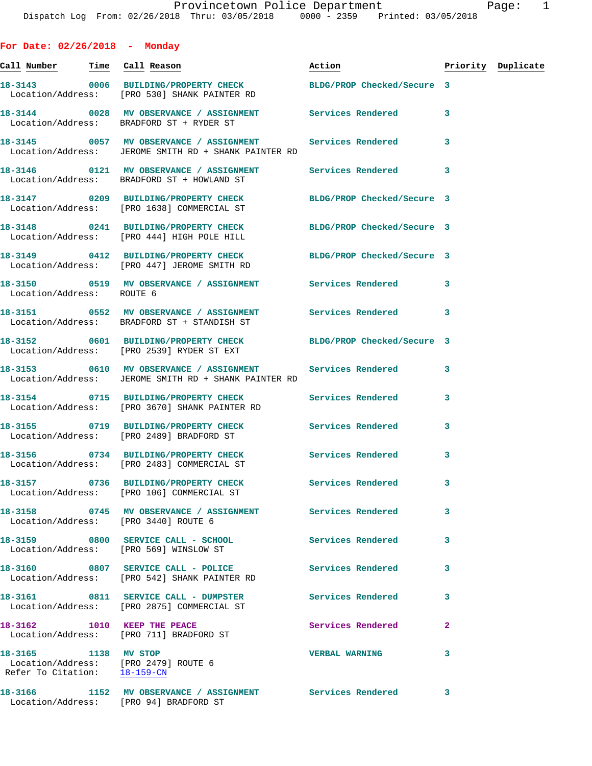# Provincetown Police Department

Dispatch Log From: 02/26/2018 Thru: 03/05/2018 0000 - 2359 Printed: 03/05/2018

## For Date: 02/26/2018 - Monday

| Call Number | Time | Call Reason | Action | Priority | Duplicate |
|---|---|---|---|---|---|
| 18-3143 | 0006 | BUILDING/PROPERTY CHECK | BLDG/PROP Checked/Secure | 3 | |
| Location/Address: | | [PRO 530] SHANK PAINTER RD | | | |
| 18-3144 | 0028 | MV OBSERVANCE / ASSIGNMENT | Services Rendered | 3 | |
| Location/Address: | | BRADFORD ST + RYDER ST | | | |
| 18-3145 | 0057 | MV OBSERVANCE / ASSIGNMENT | Services Rendered | 3 | |
| Location/Address: | | JEROME SMITH RD + SHANK PAINTER RD | | | |
| 18-3146 | 0121 | MV OBSERVANCE / ASSIGNMENT | Services Rendered | 3 | |
| Location/Address: | | BRADFORD ST + HOWLAND ST | | | |
| 18-3147 | 0209 | BUILDING/PROPERTY CHECK | BLDG/PROP Checked/Secure | 3 | |
| Location/Address: | | [PRO 1638] COMMERCIAL ST | | | |
| 18-3148 | 0241 | BUILDING/PROPERTY CHECK | BLDG/PROP Checked/Secure | 3 | |
| Location/Address: | | [PRO 444] HIGH POLE HILL | | | |
| 18-3149 | 0412 | BUILDING/PROPERTY CHECK | BLDG/PROP Checked/Secure | 3 | |
| Location/Address: | | [PRO 447] JEROME SMITH RD | | | |
| 18-3150 | 0519 | MV OBSERVANCE / ASSIGNMENT | Services Rendered | 3 | |
| Location/Address: | | ROUTE 6 | | | |
| 18-3151 | 0552 | MV OBSERVANCE / ASSIGNMENT | Services Rendered | 3 | |
| Location/Address: | | BRADFORD ST + STANDISH ST | | | |
| 18-3152 | 0601 | BUILDING/PROPERTY CHECK | BLDG/PROP Checked/Secure | 3 | |
| Location/Address: | | [PRO 2539] RYDER ST EXT | | | |
| 18-3153 | 0610 | MV OBSERVANCE / ASSIGNMENT | Services Rendered | 3 | |
| Location/Address: | | JEROME SMITH RD + SHANK PAINTER RD | | | |
| 18-3154 | 0715 | BUILDING/PROPERTY CHECK | Services Rendered | 3 | |
| Location/Address: | | [PRO 3670] SHANK PAINTER RD | | | |
| 18-3155 | 0719 | BUILDING/PROPERTY CHECK | Services Rendered | 3 | |
| Location/Address: | | [PRO 2489] BRADFORD ST | | | |
| 18-3156 | 0734 | BUILDING/PROPERTY CHECK | Services Rendered | 3 | |
| Location/Address: | | [PRO 2483] COMMERCIAL ST | | | |
| 18-3157 | 0736 | BUILDING/PROPERTY CHECK | Services Rendered | 3 | |
| Location/Address: | | [PRO 106] COMMERCIAL ST | | | |
| 18-3158 | 0745 | MV OBSERVANCE / ASSIGNMENT | Services Rendered | 3 | |
| Location/Address: | | [PRO 3440] ROUTE 6 | | | |
| 18-3159 | 0800 | SERVICE CALL - SCHOOL | Services Rendered | 3 | |
| Location/Address: | | [PRO 569] WINSLOW ST | | | |
| 18-3160 | 0807 | SERVICE CALL - POLICE | Services Rendered | 3 | |
| Location/Address: | | [PRO 542] SHANK PAINTER RD | | | |
| 18-3161 | 0811 | SERVICE CALL - DUMPSTER | Services Rendered | 3 | |
| Location/Address: | | [PRO 2875] COMMERCIAL ST | | | |
| 18-3162 | 1010 | KEEP THE PEACE | Services Rendered | 2 | |
| Location/Address: | | [PRO 711] BRADFORD ST | | | |
| 18-3165 | 1138 | MV STOP | VERBAL WARNING | 3 | |
| Location/Address: | | [PRO 2479] ROUTE 6 | | | |
| Refer To Citation: | | 18-159-CN | | | |
| 18-3166 | 1152 | MV OBSERVANCE / ASSIGNMENT | Services Rendered | 3 | |
| Location/Address: | | [PRO 94] BRADFORD ST | | | |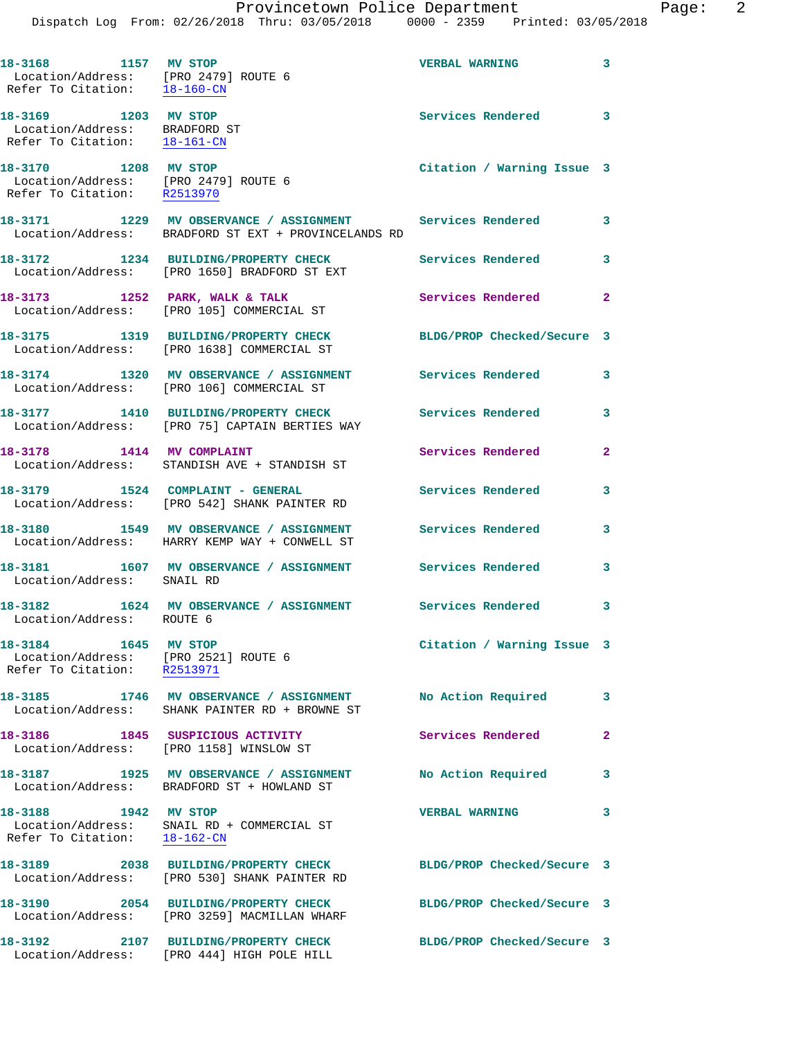18-3168 1157 **MV STOP** **VERBAL WARNING** 3
Location/Address: [PRO 2479] ROUTE 6
Refer To Citation: 18-160-CN

18-3169 1203 **MV STOP** **Services Rendered** 3
Location/Address: BRADFORD ST
Refer To Citation: 18-161-CN

18-3170 1208 **MV STOP** **Citation / Warning Issue** 3
Location/Address: [PRO 2479] ROUTE 6
Refer To Citation: R2513970

18-3171 1229 **MV OBSERVANCE / ASSIGNMENT** **Services Rendered** 3
Location/Address: BRADFORD ST EXT + PROVINCELANDS RD

18-3172 1234 **BUILDING/PROPERTY CHECK** **Services Rendered** 3
Location/Address: [PRO 1650] BRADFORD ST EXT

18-3173 1252 **PARK, WALK & TALK** **Services Rendered** 2
Location/Address: [PRO 105] COMMERCIAL ST

18-3175 1319 **BUILDING/PROPERTY CHECK** **BLDG/PROP Checked/Secure** 3
Location/Address: [PRO 1638] COMMERCIAL ST

18-3174 1320 **MV OBSERVANCE / ASSIGNMENT** **Services Rendered** 3
Location/Address: [PRO 106] COMMERCIAL ST

18-3177 1410 **BUILDING/PROPERTY CHECK** **Services Rendered** 3
Location/Address: [PRO 75] CAPTAIN BERTIES WAY

18-3178 1414 **MV COMPLAINT** **Services Rendered** 2
Location/Address: STANDISH AVE + STANDISH ST

18-3179 1524 **COMPLAINT - GENERAL** **Services Rendered** 3
Location/Address: [PRO 542] SHANK PAINTER RD

18-3180 1549 **MV OBSERVANCE / ASSIGNMENT** **Services Rendered** 3
Location/Address: HARRY KEMP WAY + CONWELL ST

18-3181 1607 **MV OBSERVANCE / ASSIGNMENT** **Services Rendered** 3
Location/Address: SNAIL RD

18-3182 1624 **MV OBSERVANCE / ASSIGNMENT** **Services Rendered** 3
Location/Address: ROUTE 6

18-3184 1645 **MV STOP** **Citation / Warning Issue** 3
Location/Address: [PRO 2521] ROUTE 6
Refer To Citation: R2513971

18-3185 1746 **MV OBSERVANCE / ASSIGNMENT** **No Action Required** 3
Location/Address: SHANK PAINTER RD + BROWNE ST

18-3186 1845 **SUSPICIOUS ACTIVITY** **Services Rendered** 2
Location/Address: [PRO 1158] WINSLOW ST

18-3187 1925 **MV OBSERVANCE / ASSIGNMENT** **No Action Required** 3
Location/Address: BRADFORD ST + HOWLAND ST

18-3188 1942 **MV STOP** **VERBAL WARNING** 3
Location/Address: SNAIL RD + COMMERCIAL ST
Refer To Citation: 18-162-CN

18-3189 2038 **BUILDING/PROPERTY CHECK** **BLDG/PROP Checked/Secure** 3
Location/Address: [PRO 530] SHANK PAINTER RD

18-3190 2054 **BUILDING/PROPERTY CHECK** **BLDG/PROP Checked/Secure** 3
Location/Address: [PRO 3259] MACMILLAN WHARF

18-3192 2107 **BUILDING/PROPERTY CHECK** **BLDG/PROP Checked/Secure** 3
Location/Address: [PRO 444] HIGH POLE HILL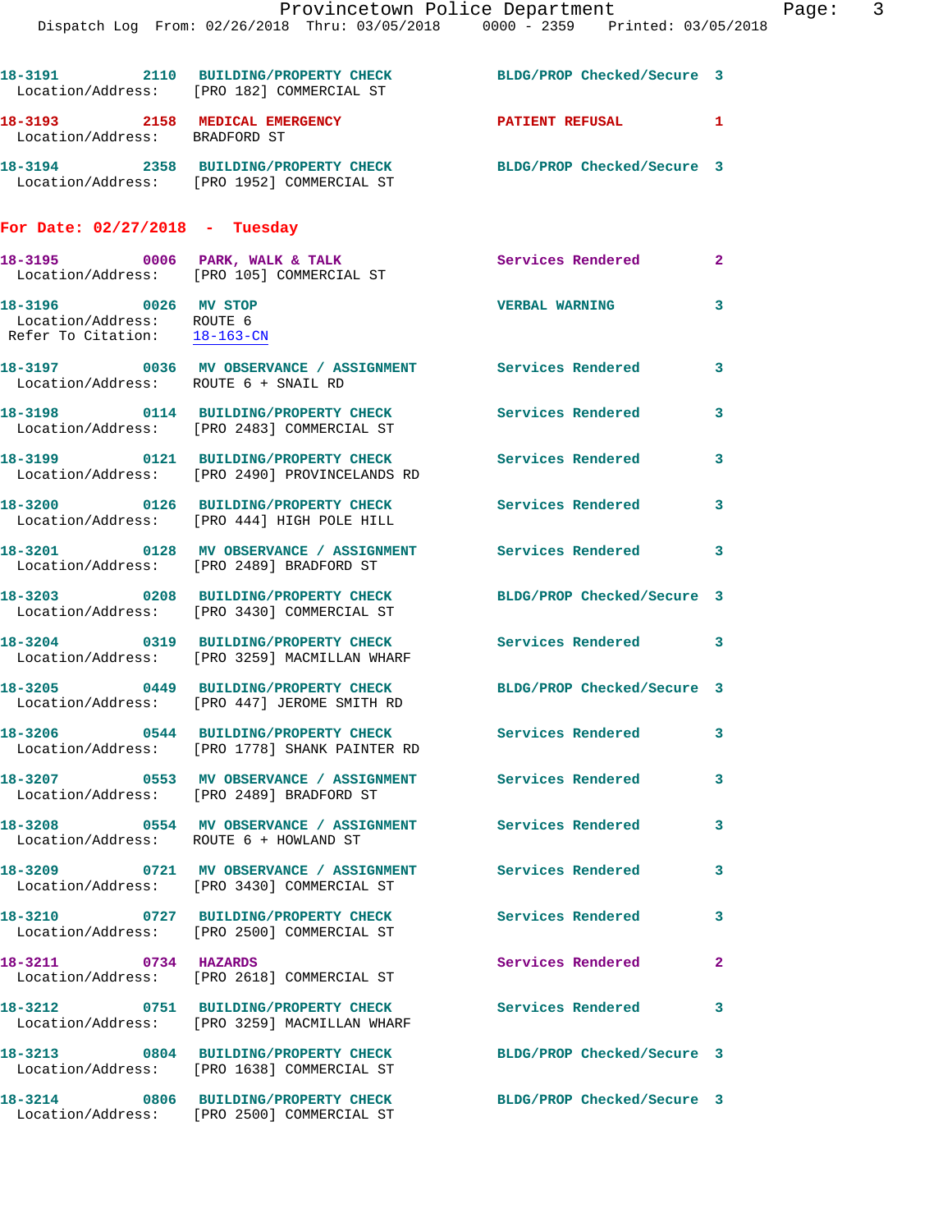18-3191 2110 BUILDING/PROPERTY CHECK BLDG/PROP Checked/Secure 3
Location/Address: [PRO 182] COMMERCIAL ST

18-3193 2158 MEDICAL EMERGENCY PATIENT REFUSAL 1
Location/Address: BRADFORD ST

18-3194 2358 BUILDING/PROPERTY CHECK BLDG/PROP Checked/Secure 3
Location/Address: [PRO 1952] COMMERCIAL ST

## For Date: 02/27/2018 - Tuesday

18-3195 0006 PARK, WALK & TALK Services Rendered 2
Location/Address: [PRO 105] COMMERCIAL ST

18-3196 0026 MV STOP VERBAL WARNING 3
Location/Address: ROUTE 6
Refer To Citation: 18-163-CN

18-3197 0036 MV OBSERVANCE / ASSIGNMENT Services Rendered 3
Location/Address: ROUTE 6 + SNAIL RD

18-3198 0114 BUILDING/PROPERTY CHECK Services Rendered 3
Location/Address: [PRO 2483] COMMERCIAL ST

18-3199 0121 BUILDING/PROPERTY CHECK Services Rendered 3
Location/Address: [PRO 2490] PROVINCELANDS RD

18-3200 0126 BUILDING/PROPERTY CHECK Services Rendered 3
Location/Address: [PRO 444] HIGH POLE HILL

18-3201 0128 MV OBSERVANCE / ASSIGNMENT Services Rendered 3
Location/Address: [PRO 2489] BRADFORD ST

18-3203 0208 BUILDING/PROPERTY CHECK BLDG/PROP Checked/Secure 3
Location/Address: [PRO 3430] COMMERCIAL ST

18-3204 0319 BUILDING/PROPERTY CHECK Services Rendered 3
Location/Address: [PRO 3259] MACMILLAN WHARF

18-3205 0449 BUILDING/PROPERTY CHECK BLDG/PROP Checked/Secure 3
Location/Address: [PRO 447] JEROME SMITH RD

18-3206 0544 BUILDING/PROPERTY CHECK Services Rendered 3
Location/Address: [PRO 1778] SHANK PAINTER RD

18-3207 0553 MV OBSERVANCE / ASSIGNMENT Services Rendered 3
Location/Address: [PRO 2489] BRADFORD ST

18-3208 0554 MV OBSERVANCE / ASSIGNMENT Services Rendered 3
Location/Address: ROUTE 6 + HOWLAND ST

18-3209 0721 MV OBSERVANCE / ASSIGNMENT Services Rendered 3
Location/Address: [PRO 3430] COMMERCIAL ST

18-3210 0727 BUILDING/PROPERTY CHECK Services Rendered 3
Location/Address: [PRO 2500] COMMERCIAL ST

18-3211 0734 HAZARDS Services Rendered 2
Location/Address: [PRO 2618] COMMERCIAL ST

18-3212 0751 BUILDING/PROPERTY CHECK Services Rendered 3
Location/Address: [PRO 3259] MACMILLAN WHARF

18-3213 0804 BUILDING/PROPERTY CHECK BLDG/PROP Checked/Secure 3
Location/Address: [PRO 1638] COMMERCIAL ST

18-3214 0806 BUILDING/PROPERTY CHECK BLDG/PROP Checked/Secure 3
Location/Address: [PRO 2500] COMMERCIAL ST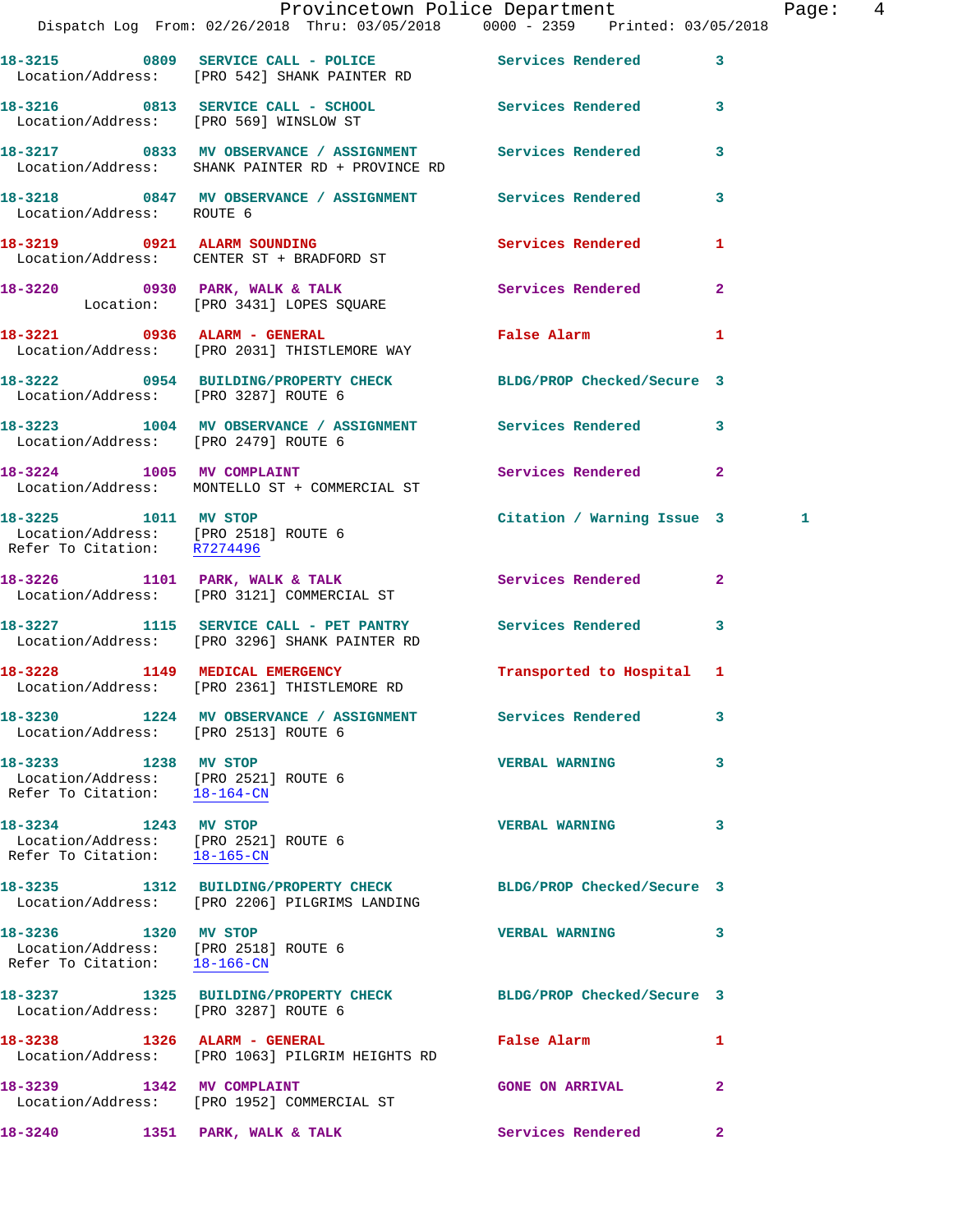18-3215 0809 SERVICE CALL - POLICE Services Rendered 3
Location/Address: [PRO 542] SHANK PAINTER RD

18-3216 0813 SERVICE CALL - SCHOOL Services Rendered 3
Location/Address: [PRO 569] WINSLOW ST

18-3217 0833 MV OBSERVANCE / ASSIGNMENT Services Rendered 3
Location/Address: SHANK PAINTER RD + PROVINCE RD

18-3218 0847 MV OBSERVANCE / ASSIGNMENT Services Rendered 3
Location/Address: ROUTE 6

18-3219 0921 ALARM SOUNDING Services Rendered 1
Location/Address: CENTER ST + BRADFORD ST

18-3220 0930 PARK, WALK & TALK Services Rendered 2
Location: [PRO 3431] LOPES SQUARE

18-3221 0936 ALARM - GENERAL False Alarm 1
Location/Address: [PRO 2031] THISTLEMORE WAY

18-3222 0954 BUILDING/PROPERTY CHECK BLDG/PROP Checked/Secure 3
Location/Address: [PRO 3287] ROUTE 6

18-3223 1004 MV OBSERVANCE / ASSIGNMENT Services Rendered 3
Location/Address: [PRO 2479] ROUTE 6

18-3224 1005 MV COMPLAINT Services Rendered 2
Location/Address: MONTELLO ST + COMMERCIAL ST

18-3225 1011 MV STOP Citation / Warning Issue 3 1
Location/Address: [PRO 2518] ROUTE 6
Refer To Citation: R7274496

18-3226 1101 PARK, WALK & TALK Services Rendered 2
Location/Address: [PRO 3121] COMMERCIAL ST

18-3227 1115 SERVICE CALL - PET PANTRY Services Rendered 3
Location/Address: [PRO 3296] SHANK PAINTER RD

18-3228 1149 MEDICAL EMERGENCY Transported to Hospital 1
Location/Address: [PRO 2361] THISTLEMORE RD

18-3230 1224 MV OBSERVANCE / ASSIGNMENT Services Rendered 3
Location/Address: [PRO 2513] ROUTE 6

18-3233 1238 MV STOP VERBAL WARNING 3
Location/Address: [PRO 2521] ROUTE 6
Refer To Citation: 18-164-CN

18-3234 1243 MV STOP VERBAL WARNING 3
Location/Address: [PRO 2521] ROUTE 6
Refer To Citation: 18-165-CN

18-3235 1312 BUILDING/PROPERTY CHECK BLDG/PROP Checked/Secure 3
Location/Address: [PRO 2206] PILGRIMS LANDING

18-3236 1320 MV STOP VERBAL WARNING 3
Location/Address: [PRO 2518] ROUTE 6
Refer To Citation: 18-166-CN

18-3237 1325 BUILDING/PROPERTY CHECK BLDG/PROP Checked/Secure 3
Location/Address: [PRO 3287] ROUTE 6

18-3238 1326 ALARM - GENERAL False Alarm 1
Location/Address: [PRO 1063] PILGRIM HEIGHTS RD

18-3239 1342 MV COMPLAINT GONE ON ARRIVAL 2
Location/Address: [PRO 1952] COMMERCIAL ST

18-3240 1351 PARK, WALK & TALK Services Rendered 2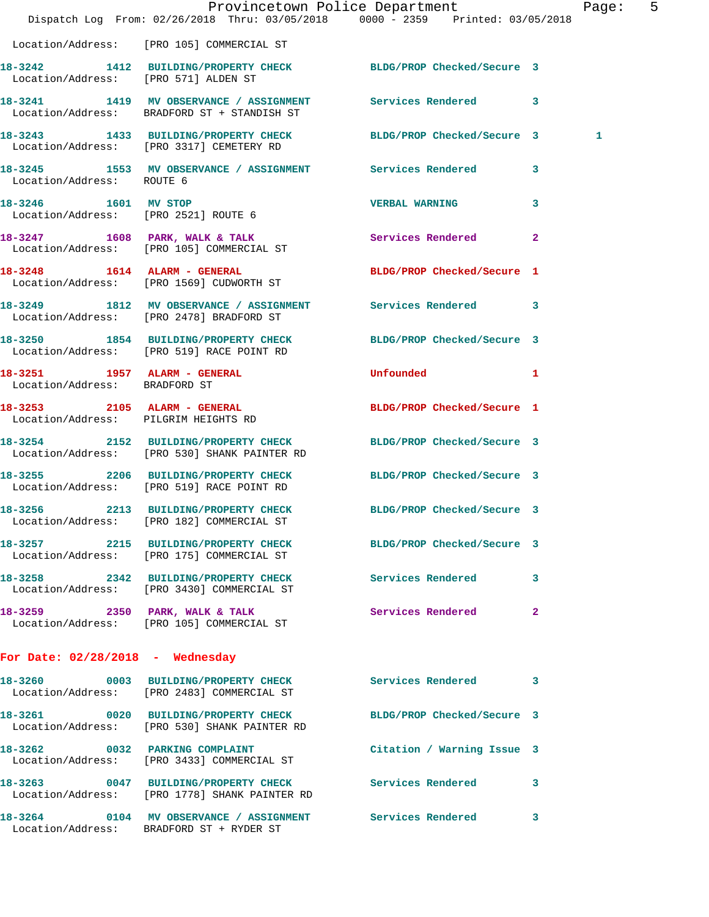Location/Address: [PRO 105] COMMERCIAL ST

18-3242 1412 BUILDING/PROPERTY CHECK BLDG/PROP Checked/Secure 3
Location/Address: [PRO 571] ALDEN ST

18-3241 1419 MV OBSERVANCE / ASSIGNMENT Services Rendered 3
Location/Address: BRADFORD ST + STANDISH ST

18-3243 1433 BUILDING/PROPERTY CHECK BLDG/PROP Checked/Secure 3 1
Location/Address: [PRO 3317] CEMETERY RD

18-3245 1553 MV OBSERVANCE / ASSIGNMENT Services Rendered 3
Location/Address: ROUTE 6

18-3246 1601 MV STOP VERBAL WARNING 3
Location/Address: [PRO 2521] ROUTE 6

18-3247 1608 PARK, WALK & TALK Services Rendered 2
Location/Address: [PRO 105] COMMERCIAL ST

18-3248 1614 ALARM - GENERAL BLDG/PROP Checked/Secure 1
Location/Address: [PRO 1569] CUDWORTH ST

18-3249 1812 MV OBSERVANCE / ASSIGNMENT Services Rendered 3
Location/Address: [PRO 2478] BRADFORD ST

18-3250 1854 BUILDING/PROPERTY CHECK BLDG/PROP Checked/Secure 3
Location/Address: [PRO 519] RACE POINT RD

18-3251 1957 ALARM - GENERAL Unfounded 1
Location/Address: BRADFORD ST

18-3253 2105 ALARM - GENERAL BLDG/PROP Checked/Secure 1
Location/Address: PILGRIM HEIGHTS RD

18-3254 2152 BUILDING/PROPERTY CHECK BLDG/PROP Checked/Secure 3
Location/Address: [PRO 530] SHANK PAINTER RD

18-3255 2206 BUILDING/PROPERTY CHECK BLDG/PROP Checked/Secure 3
Location/Address: [PRO 519] RACE POINT RD

18-3256 2213 BUILDING/PROPERTY CHECK BLDG/PROP Checked/Secure 3
Location/Address: [PRO 182] COMMERCIAL ST

18-3257 2215 BUILDING/PROPERTY CHECK BLDG/PROP Checked/Secure 3
Location/Address: [PRO 175] COMMERCIAL ST

18-3258 2342 BUILDING/PROPERTY CHECK Services Rendered 3
Location/Address: [PRO 3430] COMMERCIAL ST

18-3259 2350 PARK, WALK & TALK Services Rendered 2
Location/Address: [PRO 105] COMMERCIAL ST

**For Date: 02/28/2018 - Wednesday**

18-3260 0003 BUILDING/PROPERTY CHECK Services Rendered 3
Location/Address: [PRO 2483] COMMERCIAL ST

18-3261 0020 BUILDING/PROPERTY CHECK BLDG/PROP Checked/Secure 3
Location/Address: [PRO 530] SHANK PAINTER RD

18-3262 0032 PARKING COMPLAINT Citation / Warning Issue 3
Location/Address: [PRO 3433] COMMERCIAL ST

18-3263 0047 BUILDING/PROPERTY CHECK Services Rendered 3
Location/Address: [PRO 1778] SHANK PAINTER RD

18-3264 0104 MV OBSERVANCE / ASSIGNMENT Services Rendered 3
Location/Address: BRADFORD ST + RYDER ST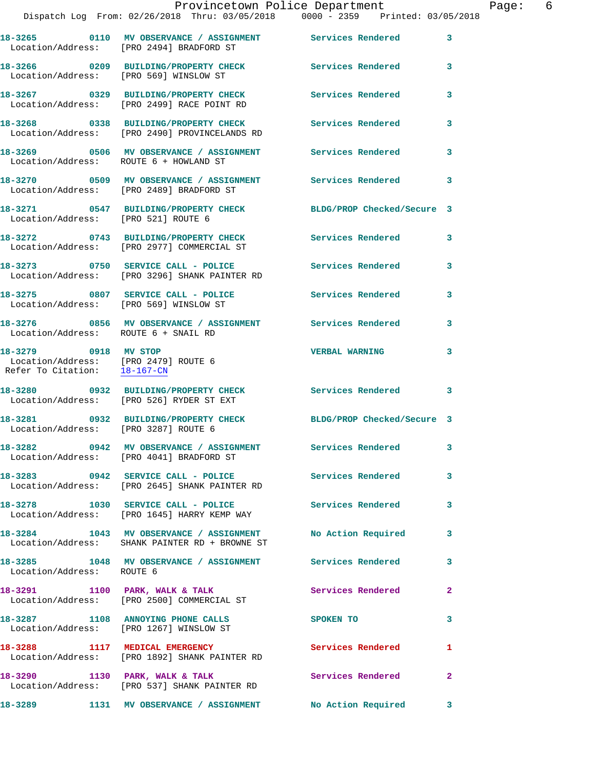| Call Number | Time | Call Reason | Action | Priority |
|---|---|---|---|---|
| 18-3265 | 0110 | MV OBSERVANCE / ASSIGNMENT | Services Rendered | 3 |
| Location/Address: [PRO 2494] BRADFORD ST | | | | |
| 18-3266 | 0209 | BUILDING/PROPERTY CHECK | Services Rendered | 3 |
| Location/Address: [PRO 569] WINSLOW ST | | | | |
| 18-3267 | 0329 | BUILDING/PROPERTY CHECK | Services Rendered | 3 |
| Location/Address: [PRO 2499] RACE POINT RD | | | | |
| 18-3268 | 0338 | BUILDING/PROPERTY CHECK | Services Rendered | 3 |
| Location/Address: [PRO 2490] PROVINCELANDS RD | | | | |
| 18-3269 | 0506 | MV OBSERVANCE / ASSIGNMENT | Services Rendered | 3 |
| Location/Address: ROUTE 6 + HOWLAND ST | | | | |
| 18-3270 | 0509 | MV OBSERVANCE / ASSIGNMENT | Services Rendered | 3 |
| Location/Address: [PRO 2489] BRADFORD ST | | | | |
| 18-3271 | 0547 | BUILDING/PROPERTY CHECK | BLDG/PROP Checked/Secure | 3 |
| Location/Address: [PRO 521] ROUTE 6 | | | | |
| 18-3272 | 0743 | BUILDING/PROPERTY CHECK | Services Rendered | 3 |
| Location/Address: [PRO 2977] COMMERCIAL ST | | | | |
| 18-3273 | 0750 | SERVICE CALL - POLICE | Services Rendered | 3 |
| Location/Address: [PRO 3296] SHANK PAINTER RD | | | | |
| 18-3275 | 0807 | SERVICE CALL - POLICE | Services Rendered | 3 |
| Location/Address: [PRO 569] WINSLOW ST | | | | |
| 18-3276 | 0856 | MV OBSERVANCE / ASSIGNMENT | Services Rendered | 3 |
| Location/Address: ROUTE 6 + SNAIL RD | | | | |
| 18-3279 | 0918 | MV STOP | VERBAL WARNING | 3 |
| Location/Address: [PRO 2479] ROUTE 6 | | | | |
| Refer To Citation: 18-167-CN | | | | |
| 18-3280 | 0932 | BUILDING/PROPERTY CHECK | Services Rendered | 3 |
| Location/Address: [PRO 526] RYDER ST EXT | | | | |
| 18-3281 | 0932 | BUILDING/PROPERTY CHECK | BLDG/PROP Checked/Secure | 3 |
| Location/Address: [PRO 3287] ROUTE 6 | | | | |
| 18-3282 | 0942 | MV OBSERVANCE / ASSIGNMENT | Services Rendered | 3 |
| Location/Address: [PRO 4041] BRADFORD ST | | | | |
| 18-3283 | 0942 | SERVICE CALL - POLICE | Services Rendered | 3 |
| Location/Address: [PRO 2645] SHANK PAINTER RD | | | | |
| 18-3278 | 1030 | SERVICE CALL - POLICE | Services Rendered | 3 |
| Location/Address: [PRO 1645] HARRY KEMP WAY | | | | |
| 18-3284 | 1043 | MV OBSERVANCE / ASSIGNMENT | No Action Required | 3 |
| Location/Address: SHANK PAINTER RD + BROWNE ST | | | | |
| 18-3285 | 1048 | MV OBSERVANCE / ASSIGNMENT | Services Rendered | 3 |
| Location/Address: ROUTE 6 | | | | |
| 18-3291 | 1100 | PARK, WALK & TALK | Services Rendered | 2 |
| Location/Address: [PRO 2500] COMMERCIAL ST | | | | |
| 18-3287 | 1108 | ANNOYING PHONE CALLS | SPOKEN TO | 3 |
| Location/Address: [PRO 1267] WINSLOW ST | | | | |
| 18-3288 | 1117 | MEDICAL EMERGENCY | Services Rendered | 1 |
| Location/Address: [PRO 1892] SHANK PAINTER RD | | | | |
| 18-3290 | 1130 | PARK, WALK & TALK | Services Rendered | 2 |
| Location/Address: [PRO 537] SHANK PAINTER RD | | | | |
| 18-3289 | 1131 | MV OBSERVANCE / ASSIGNMENT | No Action Required | 3 |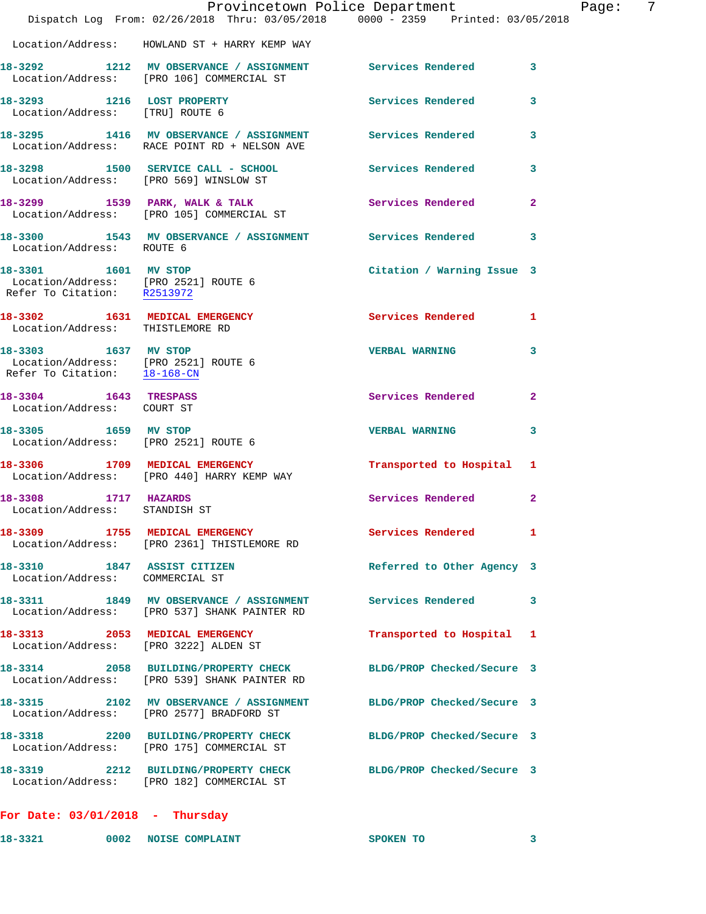Location/Address: HOWLAND ST + HARRY KEMP WAY

**18-3292** 1212 **MV OBSERVANCE / ASSIGNMENT** Services Rendered 3
Location/Address: [PRO 106] COMMERCIAL ST

**18-3293** 1216 **LOST PROPERTY** Services Rendered 3
Location/Address: [TRU] ROUTE 6

**18-3295** 1416 **MV OBSERVANCE / ASSIGNMENT** Services Rendered 3
Location/Address: RACE POINT RD + NELSON AVE

**18-3298** 1500 **SERVICE CALL - SCHOOL** Services Rendered 3
Location/Address: [PRO 569] WINSLOW ST

**18-3299** 1539 **PARK, WALK & TALK** Services Rendered 2
Location/Address: [PRO 105] COMMERCIAL ST

**18-3300** 1543 **MV OBSERVANCE / ASSIGNMENT** Services Rendered 3
Location/Address: ROUTE 6

**18-3301** 1601 **MV STOP** Citation / Warning Issue 3
Location/Address: [PRO 2521] ROUTE 6
Refer To Citation: R2513972

**18-3302** 1631 **MEDICAL EMERGENCY** Services Rendered 1
Location/Address: THISTLEMORE RD

**18-3303** 1637 **MV STOP** VERBAL WARNING 3
Location/Address: [PRO 2521] ROUTE 6
Refer To Citation: 18-168-CN

**18-3304** 1643 **TRESPASS** Services Rendered 2
Location/Address: COURT ST

**18-3305** 1659 **MV STOP** VERBAL WARNING 3
Location/Address: [PRO 2521] ROUTE 6

**18-3306** 1709 **MEDICAL EMERGENCY** Transported to Hospital 1
Location/Address: [PRO 440] HARRY KEMP WAY

**18-3308** 1717 **HAZARDS** Services Rendered 2
Location/Address: STANDISH ST

**18-3309** 1755 **MEDICAL EMERGENCY** Services Rendered 1
Location/Address: [PRO 2361] THISTLEMORE RD

**18-3310** 1847 **ASSIST CITIZEN** Referred to Other Agency 3
Location/Address: COMMERCIAL ST

**18-3311** 1849 **MV OBSERVANCE / ASSIGNMENT** Services Rendered 3
Location/Address: [PRO 537] SHANK PAINTER RD

**18-3313** 2053 **MEDICAL EMERGENCY** Transported to Hospital 1
Location/Address: [PRO 3222] ALDEN ST

**18-3314** 2058 **BUILDING/PROPERTY CHECK** BLDG/PROP Checked/Secure 3
Location/Address: [PRO 539] SHANK PAINTER RD

**18-3315** 2102 **MV OBSERVANCE / ASSIGNMENT** BLDG/PROP Checked/Secure 3
Location/Address: [PRO 2577] BRADFORD ST

**18-3318** 2200 **BUILDING/PROPERTY CHECK** BLDG/PROP Checked/Secure 3
Location/Address: [PRO 175] COMMERCIAL ST

**18-3319** 2212 **BUILDING/PROPERTY CHECK** BLDG/PROP Checked/Secure 3
Location/Address: [PRO 182] COMMERCIAL ST

## For Date: 03/01/2018 - Thursday

**18-3321** 0002 **NOISE COMPLAINT** SPOKEN TO 3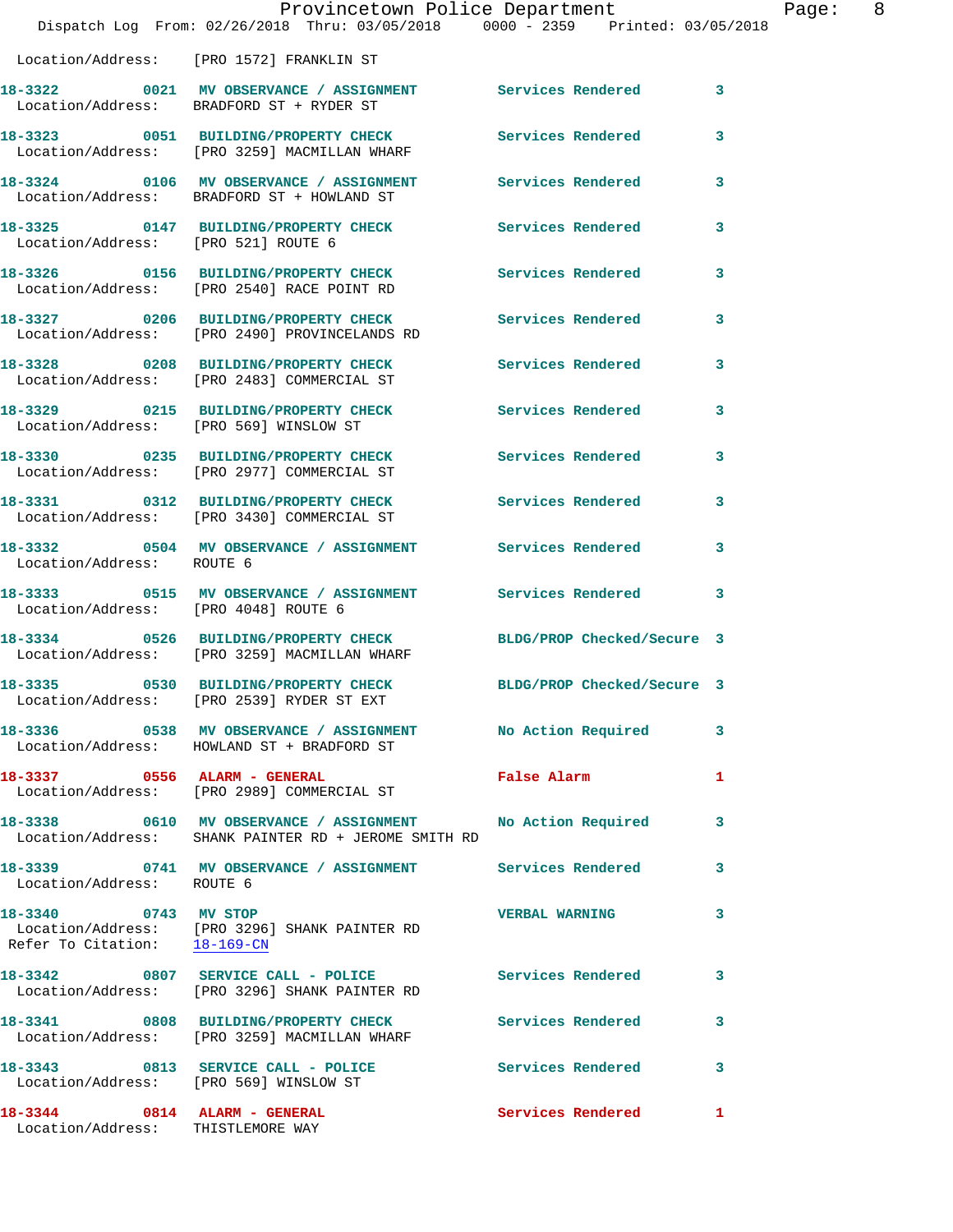Location/Address: [PRO 1572] FRANKLIN ST

**18-3322 0021 MV OBSERVANCE / ASSIGNMENT** Services Rendered 3
Location/Address: BRADFORD ST + RYDER ST

**18-3323 0051 BUILDING/PROPERTY CHECK** Services Rendered 3
Location/Address: [PRO 3259] MACMILLAN WHARF

**18-3324 0106 MV OBSERVANCE / ASSIGNMENT** Services Rendered 3
Location/Address: BRADFORD ST + HOWLAND ST

**18-3325 0147 BUILDING/PROPERTY CHECK** Services Rendered 3
Location/Address: [PRO 521] ROUTE 6

**18-3326 0156 BUILDING/PROPERTY CHECK** Services Rendered 3
Location/Address: [PRO 2540] RACE POINT RD

**18-3327 0206 BUILDING/PROPERTY CHECK** Services Rendered 3
Location/Address: [PRO 2490] PROVINCELANDS RD

**18-3328 0208 BUILDING/PROPERTY CHECK** Services Rendered 3
Location/Address: [PRO 2483] COMMERCIAL ST

**18-3329 0215 BUILDING/PROPERTY CHECK** Services Rendered 3
Location/Address: [PRO 569] WINSLOW ST

**18-3330 0235 BUILDING/PROPERTY CHECK** Services Rendered 3
Location/Address: [PRO 2977] COMMERCIAL ST

**18-3331 0312 BUILDING/PROPERTY CHECK** Services Rendered 3
Location/Address: [PRO 3430] COMMERCIAL ST

**18-3332 0504 MV OBSERVANCE / ASSIGNMENT** Services Rendered 3
Location/Address: ROUTE 6

**18-3333 0515 MV OBSERVANCE / ASSIGNMENT** Services Rendered 3
Location/Address: [PRO 4048] ROUTE 6

**18-3334 0526 BUILDING/PROPERTY CHECK** BLDG/PROP Checked/Secure 3
Location/Address: [PRO 3259] MACMILLAN WHARF

**18-3335 0530 BUILDING/PROPERTY CHECK** BLDG/PROP Checked/Secure 3
Location/Address: [PRO 2539] RYDER ST EXT

**18-3336 0538 MV OBSERVANCE / ASSIGNMENT** No Action Required 3
Location/Address: HOWLAND ST + BRADFORD ST

**18-3337 0556 ALARM - GENERAL** False Alarm 1
Location/Address: [PRO 2989] COMMERCIAL ST

**18-3338 0610 MV OBSERVANCE / ASSIGNMENT** No Action Required 3
Location/Address: SHANK PAINTER RD + JEROME SMITH RD

**18-3339 0741 MV OBSERVANCE / ASSIGNMENT** Services Rendered 3
Location/Address: ROUTE 6

**18-3340 0743 MV STOP** VERBAL WARNING 3
Location/Address: [PRO 3296] SHANK PAINTER RD
Refer To Citation: 18-169-CN

**18-3342 0807 SERVICE CALL - POLICE** Services Rendered 3
Location/Address: [PRO 3296] SHANK PAINTER RD

**18-3341 0808 BUILDING/PROPERTY CHECK** Services Rendered 3
Location/Address: [PRO 3259] MACMILLAN WHARF

**18-3343 0813 SERVICE CALL - POLICE** Services Rendered 3
Location/Address: [PRO 569] WINSLOW ST

**18-3344 0814 ALARM - GENERAL** Services Rendered 1
Location/Address: THISTLEMORE WAY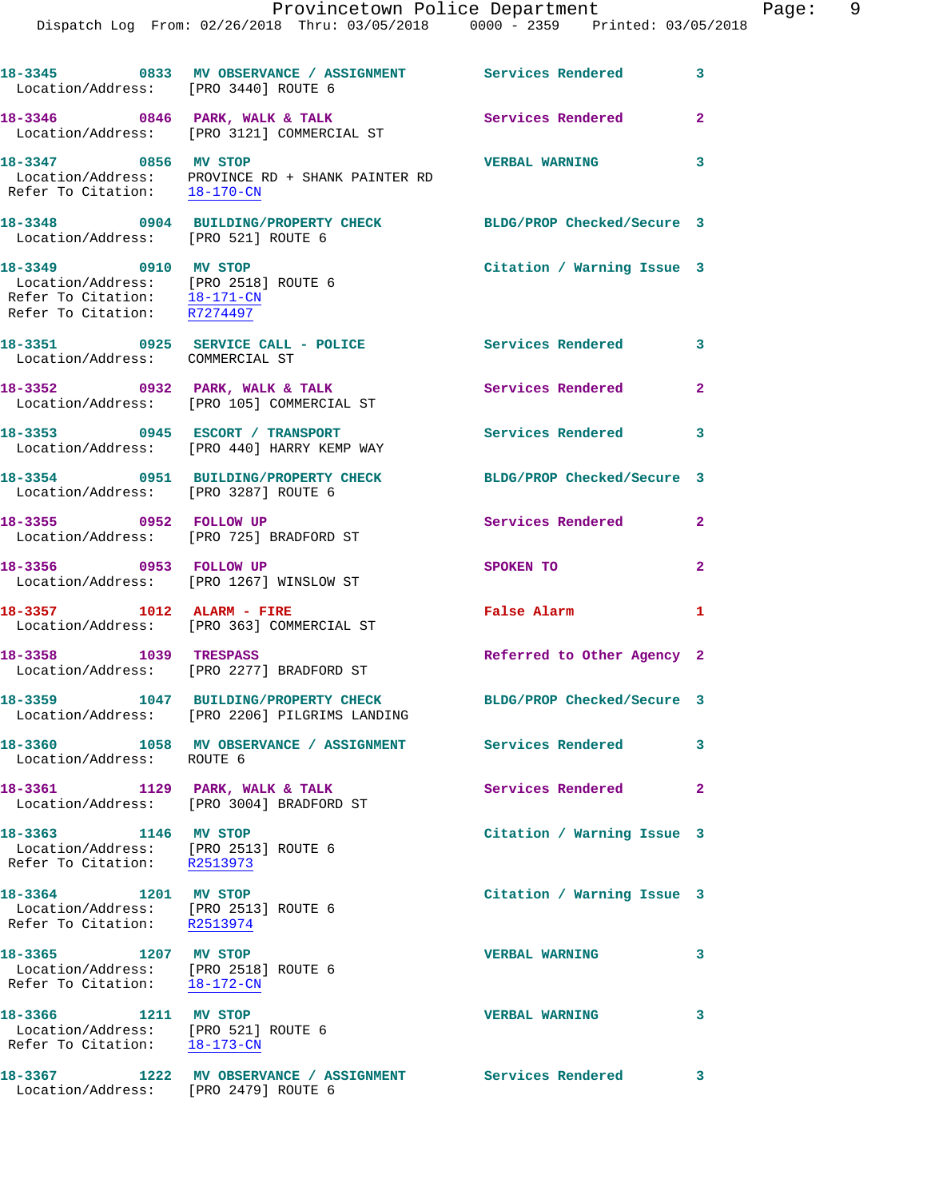**18-3345 0833 MV OBSERVANCE / ASSIGNMENT** Services Rendered 3
Location/Address: [PRO 3440] ROUTE 6

**18-3346 0846 PARK, WALK & TALK** Services Rendered 2
Location/Address: [PRO 3121] COMMERCIAL ST

**18-3347 0856 MV STOP** VERBAL WARNING 3
Location/Address: PROVINCE RD + SHANK PAINTER RD
Refer To Citation: 18-170-CN

**18-3348 0904 BUILDING/PROPERTY CHECK** BLDG/PROP Checked/Secure 3
Location/Address: [PRO 521] ROUTE 6

**18-3349 0910 MV STOP** Citation / Warning Issue 3
Location/Address: [PRO 2518] ROUTE 6
Refer To Citation: 18-171-CN
Refer To Citation: R7274497

**18-3351 0925 SERVICE CALL - POLICE** Services Rendered 3
Location/Address: COMMERCIAL ST

**18-3352 0932 PARK, WALK & TALK** Services Rendered 2
Location/Address: [PRO 105] COMMERCIAL ST

**18-3353 0945 ESCORT / TRANSPORT** Services Rendered 3
Location/Address: [PRO 440] HARRY KEMP WAY

**18-3354 0951 BUILDING/PROPERTY CHECK** BLDG/PROP Checked/Secure 3
Location/Address: [PRO 3287] ROUTE 6

**18-3355 0952 FOLLOW UP** Services Rendered 2
Location/Address: [PRO 725] BRADFORD ST

**18-3356 0953 FOLLOW UP** SPOKEN TO 2
Location/Address: [PRO 1267] WINSLOW ST

**18-3357 1012 ALARM - FIRE** False Alarm 1
Location/Address: [PRO 363] COMMERCIAL ST

**18-3358 1039 TRESPASS** Referred to Other Agency 2
Location/Address: [PRO 2277] BRADFORD ST

**18-3359 1047 BUILDING/PROPERTY CHECK** BLDG/PROP Checked/Secure 3
Location/Address: [PRO 2206] PILGRIMS LANDING

**18-3360 1058 MV OBSERVANCE / ASSIGNMENT** Services Rendered 3
Location/Address: ROUTE 6

**18-3361 1129 PARK, WALK & TALK** Services Rendered 2
Location/Address: [PRO 3004] BRADFORD ST

**18-3363 1146 MV STOP** Citation / Warning Issue 3
Location/Address: [PRO 2513] ROUTE 6
Refer To Citation: R2513973

**18-3364 1201 MV STOP** Citation / Warning Issue 3
Location/Address: [PRO 2513] ROUTE 6
Refer To Citation: R2513974

**18-3365 1207 MV STOP** VERBAL WARNING 3
Location/Address: [PRO 2518] ROUTE 6
Refer To Citation: 18-172-CN

**18-3366 1211 MV STOP** VERBAL WARNING 3
Location/Address: [PRO 521] ROUTE 6
Refer To Citation: 18-173-CN

**18-3367 1222 MV OBSERVANCE / ASSIGNMENT** Services Rendered 3
Location/Address: [PRO 2479] ROUTE 6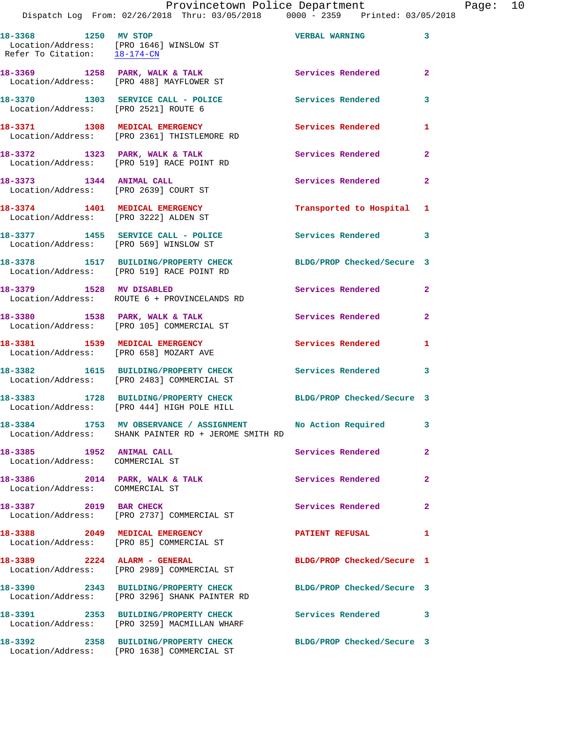| Call # | Time | Call Type | Disposition | Priority |
|---|---|---|---|---|
| 18-3368 | 1250 | MV STOP | VERBAL WARNING | 3 |
| | | Location/Address: [PRO 1646] WINSLOW ST<br>Refer To Citation: 18-174-CN | | |
| 18-3369 | 1258 | PARK, WALK & TALK | Services Rendered | 2 |
| | | Location/Address: [PRO 488] MAYFLOWER ST | | |
| 18-3370 | 1303 | SERVICE CALL - POLICE | Services Rendered | 3 |
| | | Location/Address: [PRO 2521] ROUTE 6 | | |
| 18-3371 | 1308 | MEDICAL EMERGENCY | Services Rendered | 1 |
| | | Location/Address: [PRO 2361] THISTLEMORE RD | | |
| 18-3372 | 1323 | PARK, WALK & TALK | Services Rendered | 2 |
| | | Location/Address: [PRO 519] RACE POINT RD | | |
| 18-3373 | 1344 | ANIMAL CALL | Services Rendered | 2 |
| | | Location/Address: [PRO 2639] COURT ST | | |
| 18-3374 | 1401 | MEDICAL EMERGENCY | Transported to Hospital | 1 |
| | | Location/Address: [PRO 3222] ALDEN ST | | |
| 18-3377 | 1455 | SERVICE CALL - POLICE | Services Rendered | 3 |
| | | Location/Address: [PRO 569] WINSLOW ST | | |
| 18-3378 | 1517 | BUILDING/PROPERTY CHECK | BLDG/PROP Checked/Secure | 3 |
| | | Location/Address: [PRO 519] RACE POINT RD | | |
| 18-3379 | 1528 | MV DISABLED | Services Rendered | 2 |
| | | Location/Address: ROUTE 6 + PROVINCELANDS RD | | |
| 18-3380 | 1538 | PARK, WALK & TALK | Services Rendered | 2 |
| | | Location/Address: [PRO 105] COMMERCIAL ST | | |
| 18-3381 | 1539 | MEDICAL EMERGENCY | Services Rendered | 1 |
| | | Location/Address: [PRO 658] MOZART AVE | | |
| 18-3382 | 1615 | BUILDING/PROPERTY CHECK | Services Rendered | 3 |
| | | Location/Address: [PRO 2483] COMMERCIAL ST | | |
| 18-3383 | 1728 | BUILDING/PROPERTY CHECK | BLDG/PROP Checked/Secure | 3 |
| | | Location/Address: [PRO 444] HIGH POLE HILL | | |
| 18-3384 | 1753 | MV OBSERVANCE / ASSIGNMENT | No Action Required | 3 |
| | | Location/Address: SHANK PAINTER RD + JEROME SMITH RD | | |
| 18-3385 | 1952 | ANIMAL CALL | Services Rendered | 2 |
| | | Location/Address: COMMERCIAL ST | | |
| 18-3386 | 2014 | PARK, WALK & TALK | Services Rendered | 2 |
| | | Location/Address: COMMERCIAL ST | | |
| 18-3387 | 2019 | BAR CHECK | Services Rendered | 2 |
| | | Location/Address: [PRO 2737] COMMERCIAL ST | | |
| 18-3388 | 2049 | MEDICAL EMERGENCY | PATIENT REFUSAL | 1 |
| | | Location/Address: [PRO 85] COMMERCIAL ST | | |
| 18-3389 | 2224 | ALARM - GENERAL | BLDG/PROP Checked/Secure | 1 |
| | | Location/Address: [PRO 2989] COMMERCIAL ST | | |
| 18-3390 | 2343 | BUILDING/PROPERTY CHECK | BLDG/PROP Checked/Secure | 3 |
| | | Location/Address: [PRO 3296] SHANK PAINTER RD | | |
| 18-3391 | 2353 | BUILDING/PROPERTY CHECK | Services Rendered | 3 |
| | | Location/Address: [PRO 3259] MACMILLAN WHARF | | |
| 18-3392 | 2358 | BUILDING/PROPERTY CHECK | BLDG/PROP Checked/Secure | 3 |
| | | Location/Address: [PRO 1638] COMMERCIAL ST | | |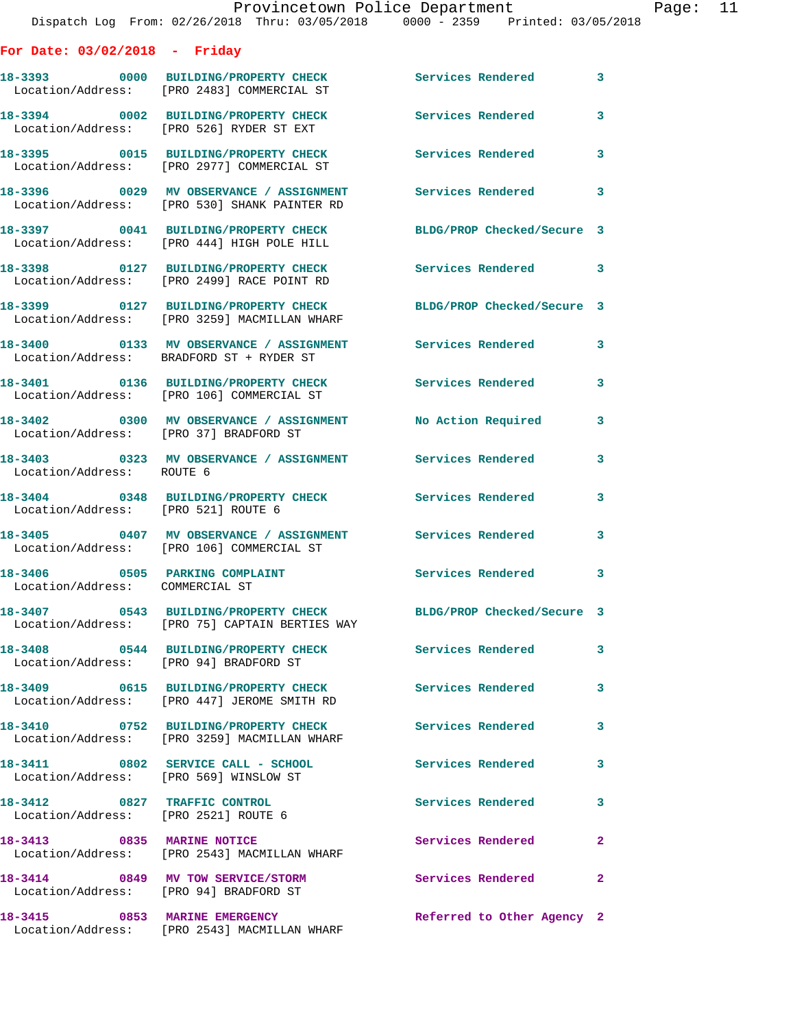**For Date: 03/02/2018 - Friday**

| Call # | Time | Call Type | Disposition | Priority |
|---|---|---|---|---|
| 18-3393 | 0000 | BUILDING/PROPERTY CHECK | Services Rendered | 3 |
| Location/Address: [PRO 2483] COMMERCIAL ST | | | | |
| 18-3394 | 0002 | BUILDING/PROPERTY CHECK | Services Rendered | 3 |
| Location/Address: [PRO 526] RYDER ST EXT | | | | |
| 18-3395 | 0015 | BUILDING/PROPERTY CHECK | Services Rendered | 3 |
| Location/Address: [PRO 2977] COMMERCIAL ST | | | | |
| 18-3396 | 0029 | MV OBSERVANCE / ASSIGNMENT | Services Rendered | 3 |
| Location/Address: [PRO 530] SHANK PAINTER RD | | | | |
| 18-3397 | 0041 | BUILDING/PROPERTY CHECK | BLDG/PROP Checked/Secure | 3 |
| Location/Address: [PRO 444] HIGH POLE HILL | | | | |
| 18-3398 | 0127 | BUILDING/PROPERTY CHECK | Services Rendered | 3 |
| Location/Address: [PRO 2499] RACE POINT RD | | | | |
| 18-3399 | 0127 | BUILDING/PROPERTY CHECK | BLDG/PROP Checked/Secure | 3 |
| Location/Address: [PRO 3259] MACMILLAN WHARF | | | | |
| 18-3400 | 0133 | MV OBSERVANCE / ASSIGNMENT | Services Rendered | 3 |
| Location/Address: BRADFORD ST + RYDER ST | | | | |
| 18-3401 | 0136 | BUILDING/PROPERTY CHECK | Services Rendered | 3 |
| Location/Address: [PRO 106] COMMERCIAL ST | | | | |
| 18-3402 | 0300 | MV OBSERVANCE / ASSIGNMENT | No Action Required | 3 |
| Location/Address: [PRO 37] BRADFORD ST | | | | |
| 18-3403 | 0323 | MV OBSERVANCE / ASSIGNMENT | Services Rendered | 3 |
| Location/Address: ROUTE 6 | | | | |
| 18-3404 | 0348 | BUILDING/PROPERTY CHECK | Services Rendered | 3 |
| Location/Address: [PRO 521] ROUTE 6 | | | | |
| 18-3405 | 0407 | MV OBSERVANCE / ASSIGNMENT | Services Rendered | 3 |
| Location/Address: [PRO 106] COMMERCIAL ST | | | | |
| 18-3406 | 0505 | PARKING COMPLAINT | Services Rendered | 3 |
| Location/Address: COMMERCIAL ST | | | | |
| 18-3407 | 0543 | BUILDING/PROPERTY CHECK | BLDG/PROP Checked/Secure | 3 |
| Location/Address: [PRO 75] CAPTAIN BERTIES WAY | | | | |
| 18-3408 | 0544 | BUILDING/PROPERTY CHECK | Services Rendered | 3 |
| Location/Address: [PRO 94] BRADFORD ST | | | | |
| 18-3409 | 0615 | BUILDING/PROPERTY CHECK | Services Rendered | 3 |
| Location/Address: [PRO 447] JEROME SMITH RD | | | | |
| 18-3410 | 0752 | BUILDING/PROPERTY CHECK | Services Rendered | 3 |
| Location/Address: [PRO 3259] MACMILLAN WHARF | | | | |
| 18-3411 | 0802 | SERVICE CALL - SCHOOL | Services Rendered | 3 |
| Location/Address: [PRO 569] WINSLOW ST | | | | |
| 18-3412 | 0827 | TRAFFIC CONTROL | Services Rendered | 3 |
| Location/Address: [PRO 2521] ROUTE 6 | | | | |
| 18-3413 | 0835 | MARINE NOTICE | Services Rendered | 2 |
| Location/Address: [PRO 2543] MACMILLAN WHARF | | | | |
| 18-3414 | 0849 | MV TOW SERVICE/STORM | Services Rendered | 2 |
| Location/Address: [PRO 94] BRADFORD ST | | | | |
| 18-3415 | 0853 | MARINE EMERGENCY | Referred to Other Agency | 2 |
| Location/Address: [PRO 2543] MACMILLAN WHARF | | | | |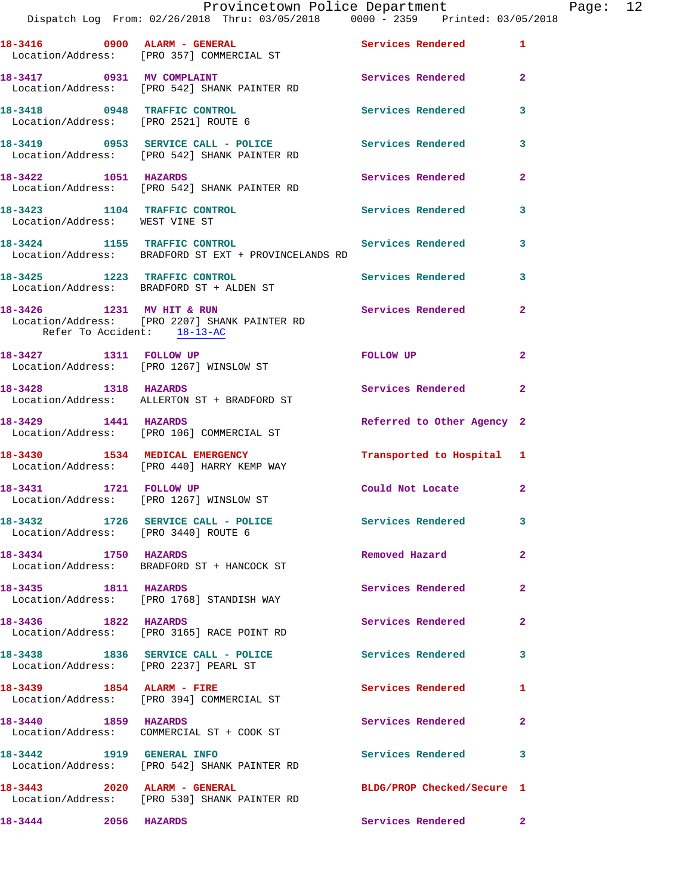18-3416 0900 ALARM - GENERAL Services Rendered 1
Location/Address: [PRO 357] COMMERCIAL ST

18-3417 0931 MV COMPLAINT Services Rendered 2
Location/Address: [PRO 542] SHANK PAINTER RD

18-3418 0948 TRAFFIC CONTROL Services Rendered 3
Location/Address: [PRO 2521] ROUTE 6

18-3419 0953 SERVICE CALL - POLICE Services Rendered 3
Location/Address: [PRO 542] SHANK PAINTER RD

18-3422 1051 HAZARDS Services Rendered 2
Location/Address: [PRO 542] SHANK PAINTER RD

18-3423 1104 TRAFFIC CONTROL Services Rendered 3
Location/Address: WEST VINE ST

18-3424 1155 TRAFFIC CONTROL Services Rendered 3
Location/Address: BRADFORD ST EXT + PROVINCELANDS RD

18-3425 1223 TRAFFIC CONTROL Services Rendered 3
Location/Address: BRADFORD ST + ALDEN ST

18-3426 1231 MV HIT & RUN Services Rendered 2
Location/Address: [PRO 2207] SHANK PAINTER RD
Refer To Accident: 18-13-AC

18-3427 1311 FOLLOW UP FOLLOW UP 2
Location/Address: [PRO 1267] WINSLOW ST

18-3428 1318 HAZARDS Services Rendered 2
Location/Address: ALLERTON ST + BRADFORD ST

18-3429 1441 HAZARDS Referred to Other Agency 2
Location/Address: [PRO 106] COMMERCIAL ST

18-3430 1534 MEDICAL EMERGENCY Transported to Hospital 1
Location/Address: [PRO 440] HARRY KEMP WAY

18-3431 1721 FOLLOW UP Could Not Locate 2
Location/Address: [PRO 1267] WINSLOW ST

18-3432 1726 SERVICE CALL - POLICE Services Rendered 3
Location/Address: [PRO 3440] ROUTE 6

18-3434 1750 HAZARDS Removed Hazard 2
Location/Address: BRADFORD ST + HANCOCK ST

18-3435 1811 HAZARDS Services Rendered 2
Location/Address: [PRO 1768] STANDISH WAY

18-3436 1822 HAZARDS Services Rendered 2
Location/Address: [PRO 3165] RACE POINT RD

18-3438 1836 SERVICE CALL - POLICE Services Rendered 3
Location/Address: [PRO 2237] PEARL ST

18-3439 1854 ALARM - FIRE Services Rendered 1
Location/Address: [PRO 394] COMMERCIAL ST

18-3440 1859 HAZARDS Services Rendered 2
Location/Address: COMMERCIAL ST + COOK ST

18-3442 1919 GENERAL INFO Services Rendered 3
Location/Address: [PRO 542] SHANK PAINTER RD

18-3443 2020 ALARM - GENERAL BLDG/PROP Checked/Secure 1
Location/Address: [PRO 530] SHANK PAINTER RD

18-3444 2056 HAZARDS Services Rendered 2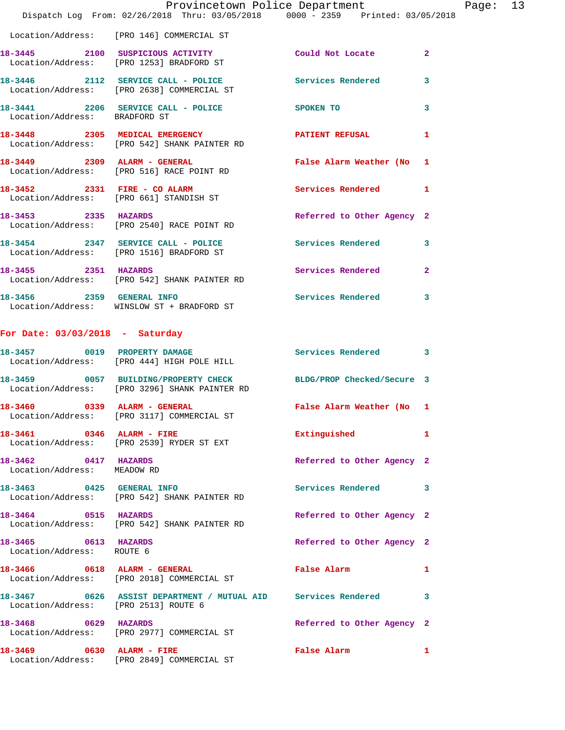Location/Address: [PRO 146] COMMERCIAL ST

**18-3445** 2100 **SUSPICIOUS ACTIVITY** Could Not Locate 2
Location/Address: [PRO 1253] BRADFORD ST

**18-3446** 2112 **SERVICE CALL - POLICE** Services Rendered 3
Location/Address: [PRO 2638] COMMERCIAL ST

**18-3441** 2206 **SERVICE CALL - POLICE** SPOKEN TO 3
Location/Address: BRADFORD ST

**18-3448** 2305 **MEDICAL EMERGENCY** PATIENT REFUSAL 1
Location/Address: [PRO 542] SHANK PAINTER RD

**18-3449** 2309 **ALARM - GENERAL** False Alarm Weather (No 1
Location/Address: [PRO 516] RACE POINT RD

**18-3452** 2331 **FIRE - CO ALARM** Services Rendered 1
Location/Address: [PRO 661] STANDISH ST

**18-3453** 2335 **HAZARDS** Referred to Other Agency 2
Location/Address: [PRO 2540] RACE POINT RD

**18-3454** 2347 **SERVICE CALL - POLICE** Services Rendered 3
Location/Address: [PRO 1516] BRADFORD ST

**18-3455** 2351 **HAZARDS** Services Rendered 2
Location/Address: [PRO 542] SHANK PAINTER RD

**18-3456** 2359 **GENERAL INFO** Services Rendered 3
Location/Address: WINSLOW ST + BRADFORD ST

## For Date: 03/03/2018 - Saturday

**18-3457** 0019 **PROPERTY DAMAGE** Services Rendered 3
Location/Address: [PRO 444] HIGH POLE HILL

**18-3459** 0057 **BUILDING/PROPERTY CHECK** BLDG/PROP Checked/Secure 3
Location/Address: [PRO 3296] SHANK PAINTER RD

**18-3460** 0339 **ALARM - GENERAL** False Alarm Weather (No 1
Location/Address: [PRO 3117] COMMERCIAL ST

**18-3461** 0346 **ALARM - FIRE** Extinguished 1
Location/Address: [PRO 2539] RYDER ST EXT

**18-3462** 0417 **HAZARDS** Referred to Other Agency 2
Location/Address: MEADOW RD

**18-3463** 0425 **GENERAL INFO** Services Rendered 3
Location/Address: [PRO 542] SHANK PAINTER RD

**18-3464** 0515 **HAZARDS** Referred to Other Agency 2
Location/Address: [PRO 542] SHANK PAINTER RD

**18-3465** 0613 **HAZARDS** Referred to Other Agency 2
Location/Address: ROUTE 6

**18-3466** 0618 **ALARM - GENERAL** False Alarm 1
Location/Address: [PRO 2018] COMMERCIAL ST

**18-3467** 0626 **ASSIST DEPARTMENT / MUTUAL AID** Services Rendered 3
Location/Address: [PRO 2513] ROUTE 6

**18-3468** 0629 **HAZARDS** Referred to Other Agency 2
Location/Address: [PRO 2977] COMMERCIAL ST

**18-3469** 0630 **ALARM - FIRE** False Alarm 1
Location/Address: [PRO 2849] COMMERCIAL ST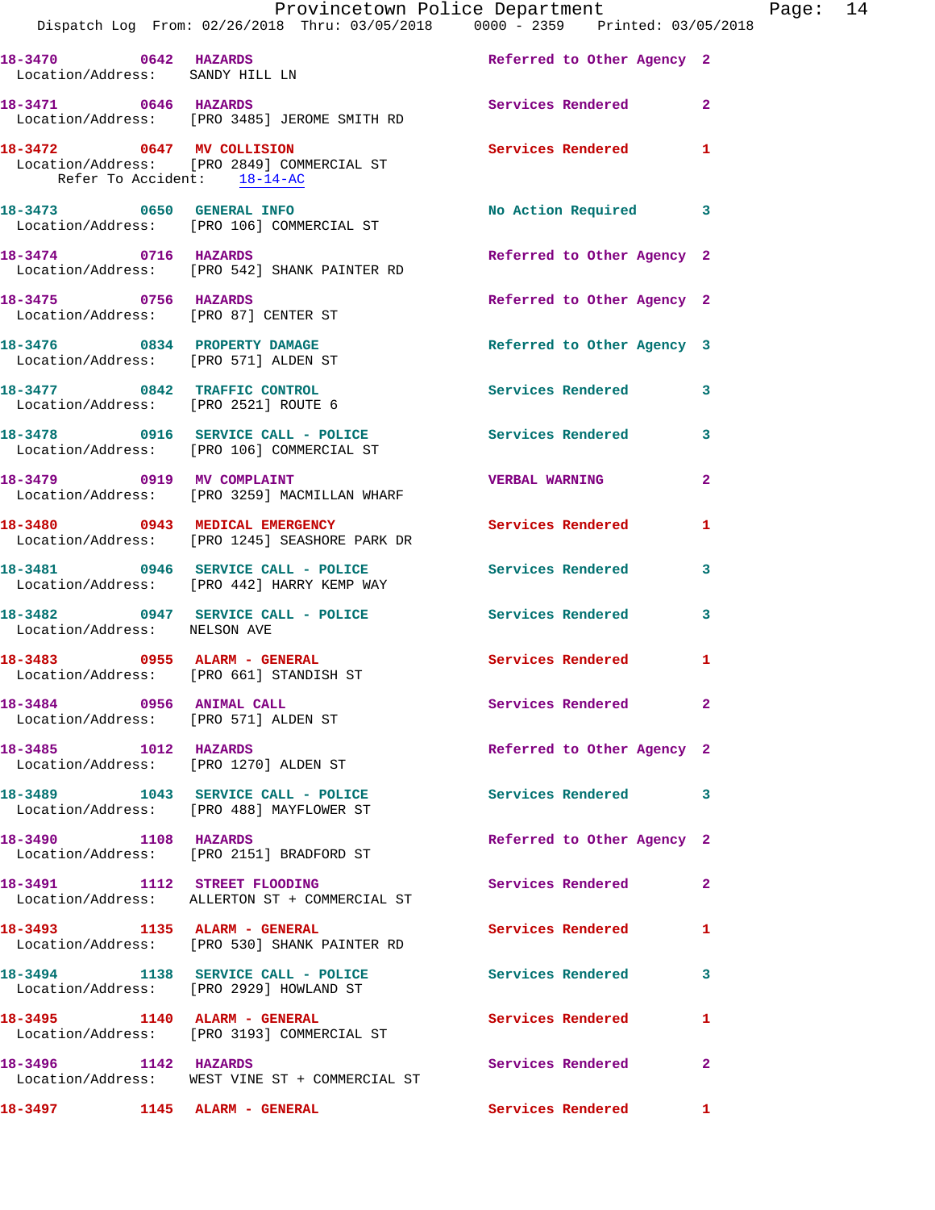18-3470 0642 HAZARDS Referred to Other Agency 2
Location/Address: SANDY HILL LN

18-3471 0646 HAZARDS Services Rendered 2
Location/Address: [PRO 3485] JEROME SMITH RD

18-3472 0647 MV COLLISION Services Rendered 1
Location/Address: [PRO 2849] COMMERCIAL ST
Refer To Accident: 18-14-AC

18-3473 0650 GENERAL INFO No Action Required 3
Location/Address: [PRO 106] COMMERCIAL ST

18-3474 0716 HAZARDS Referred to Other Agency 2
Location/Address: [PRO 542] SHANK PAINTER RD

18-3475 0756 HAZARDS Referred to Other Agency 2
Location/Address: [PRO 87] CENTER ST

18-3476 0834 PROPERTY DAMAGE Referred to Other Agency 3
Location/Address: [PRO 571] ALDEN ST

18-3477 0842 TRAFFIC CONTROL Services Rendered 3
Location/Address: [PRO 2521] ROUTE 6

18-3478 0916 SERVICE CALL - POLICE Services Rendered 3
Location/Address: [PRO 106] COMMERCIAL ST

18-3479 0919 MV COMPLAINT VERBAL WARNING 2
Location/Address: [PRO 3259] MACMILLAN WHARF

18-3480 0943 MEDICAL EMERGENCY Services Rendered 1
Location/Address: [PRO 1245] SEASHORE PARK DR

18-3481 0946 SERVICE CALL - POLICE Services Rendered 3
Location/Address: [PRO 442] HARRY KEMP WAY

18-3482 0947 SERVICE CALL - POLICE Services Rendered 3
Location/Address: NELSON AVE

18-3483 0955 ALARM - GENERAL Services Rendered 1
Location/Address: [PRO 661] STANDISH ST

18-3484 0956 ANIMAL CALL Services Rendered 2
Location/Address: [PRO 571] ALDEN ST

18-3485 1012 HAZARDS Referred to Other Agency 2
Location/Address: [PRO 1270] ALDEN ST

18-3489 1043 SERVICE CALL - POLICE Services Rendered 3
Location/Address: [PRO 488] MAYFLOWER ST

18-3490 1108 HAZARDS Referred to Other Agency 2
Location/Address: [PRO 2151] BRADFORD ST

18-3491 1112 STREET FLOODING Services Rendered 2
Location/Address: ALLERTON ST + COMMERCIAL ST

18-3493 1135 ALARM - GENERAL Services Rendered 1
Location/Address: [PRO 530] SHANK PAINTER RD

18-3494 1138 SERVICE CALL - POLICE Services Rendered 3
Location/Address: [PRO 2929] HOWLAND ST

18-3495 1140 ALARM - GENERAL Services Rendered 1
Location/Address: [PRO 3193] COMMERCIAL ST

18-3496 1142 HAZARDS Services Rendered 2
Location/Address: WEST VINE ST + COMMERCIAL ST

18-3497 1145 ALARM - GENERAL Services Rendered 1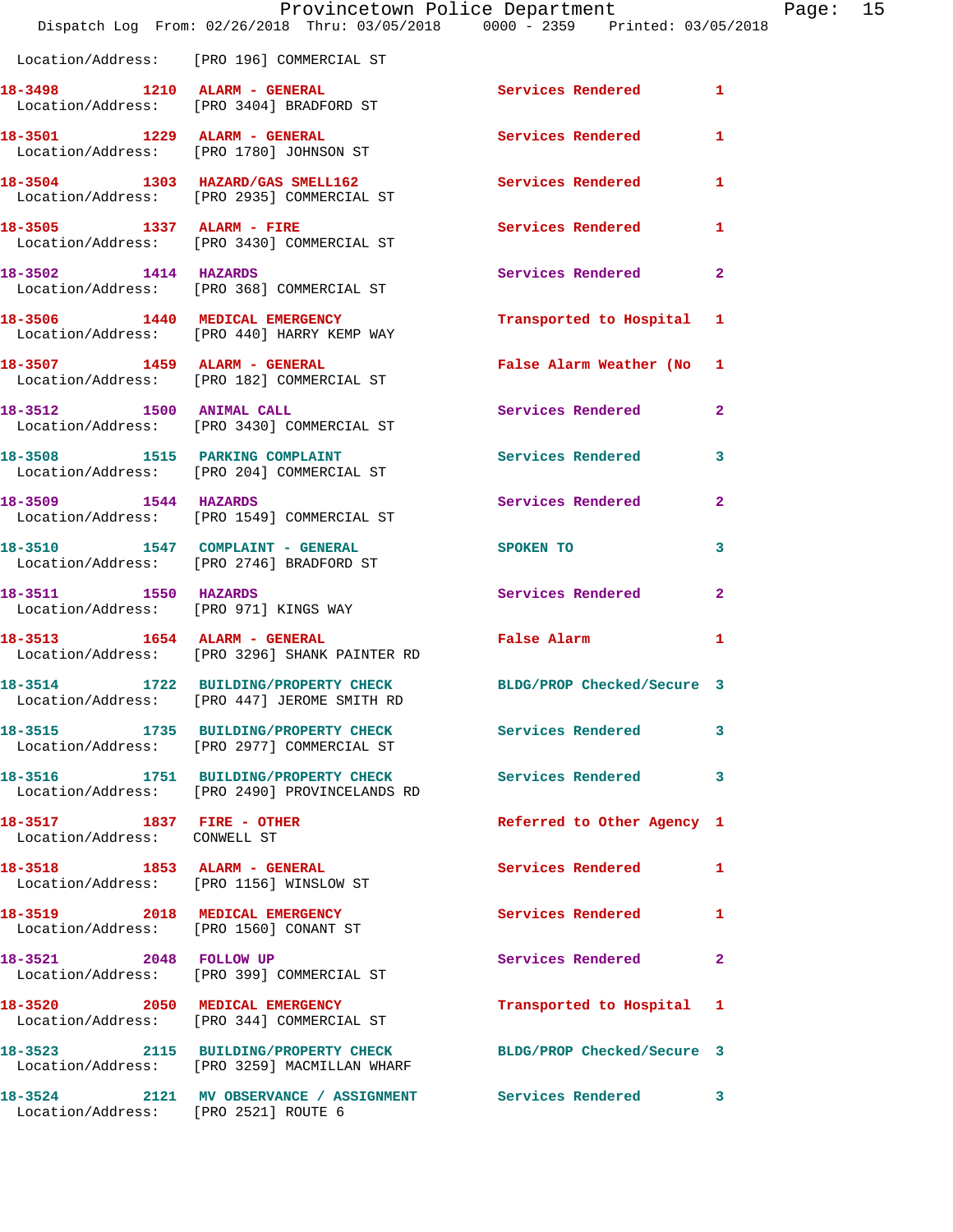Location/Address: [PRO 196] COMMERCIAL ST

| Call # | Time | Type | Disposition | Priority |
|---|---|---|---|---|
| 18-3498 | 1210 | ALARM - GENERAL | Services Rendered | 1 |
| Location/Address: [PRO 3404] BRADFORD ST | | | | |
| 18-3501 | 1229 | ALARM - GENERAL | Services Rendered | 1 |
| Location/Address: [PRO 1780] JOHNSON ST | | | | |
| 18-3504 | 1303 | HAZARD/GAS SMELL162 | Services Rendered | 1 |
| Location/Address: [PRO 2935] COMMERCIAL ST | | | | |
| 18-3505 | 1337 | ALARM - FIRE | Services Rendered | 1 |
| Location/Address: [PRO 3430] COMMERCIAL ST | | | | |
| 18-3502 | 1414 | HAZARDS | Services Rendered | 2 |
| Location/Address: [PRO 368] COMMERCIAL ST | | | | |
| 18-3506 | 1440 | MEDICAL EMERGENCY | Transported to Hospital | 1 |
| Location/Address: [PRO 440] HARRY KEMP WAY | | | | |
| 18-3507 | 1459 | ALARM - GENERAL | False Alarm Weather (No | 1 |
| Location/Address: [PRO 182] COMMERCIAL ST | | | | |
| 18-3512 | 1500 | ANIMAL CALL | Services Rendered | 2 |
| Location/Address: [PRO 3430] COMMERCIAL ST | | | | |
| 18-3508 | 1515 | PARKING COMPLAINT | Services Rendered | 3 |
| Location/Address: [PRO 204] COMMERCIAL ST | | | | |
| 18-3509 | 1544 | HAZARDS | Services Rendered | 2 |
| Location/Address: [PRO 1549] COMMERCIAL ST | | | | |
| 18-3510 | 1547 | COMPLAINT - GENERAL | SPOKEN TO | 3 |
| Location/Address: [PRO 2746] BRADFORD ST | | | | |
| 18-3511 | 1550 | HAZARDS | Services Rendered | 2 |
| Location/Address: [PRO 971] KINGS WAY | | | | |
| 18-3513 | 1654 | ALARM - GENERAL | False Alarm | 1 |
| Location/Address: [PRO 3296] SHANK PAINTER RD | | | | |
| 18-3514 | 1722 | BUILDING/PROPERTY CHECK | BLDG/PROP Checked/Secure | 3 |
| Location/Address: [PRO 447] JEROME SMITH RD | | | | |
| 18-3515 | 1735 | BUILDING/PROPERTY CHECK | Services Rendered | 3 |
| Location/Address: [PRO 2977] COMMERCIAL ST | | | | |
| 18-3516 | 1751 | BUILDING/PROPERTY CHECK | Services Rendered | 3 |
| Location/Address: [PRO 2490] PROVINCELANDS RD | | | | |
| 18-3517 | 1837 | FIRE - OTHER | Referred to Other Agency | 1 |
| Location/Address: CONWELL ST | | | | |
| 18-3518 | 1853 | ALARM - GENERAL | Services Rendered | 1 |
| Location/Address: [PRO 1156] WINSLOW ST | | | | |
| 18-3519 | 2018 | MEDICAL EMERGENCY | Services Rendered | 1 |
| Location/Address: [PRO 1560] CONANT ST | | | | |
| 18-3521 | 2048 | FOLLOW UP | Services Rendered | 2 |
| Location/Address: [PRO 399] COMMERCIAL ST | | | | |
| 18-3520 | 2050 | MEDICAL EMERGENCY | Transported to Hospital | 1 |
| Location/Address: [PRO 344] COMMERCIAL ST | | | | |
| 18-3523 | 2115 | BUILDING/PROPERTY CHECK | BLDG/PROP Checked/Secure | 3 |
| Location/Address: [PRO 3259] MACMILLAN WHARF | | | | |
| 18-3524 | 2121 | MV OBSERVANCE / ASSIGNMENT | Services Rendered | 3 |
| Location/Address: [PRO 2521] ROUTE 6 | | | | |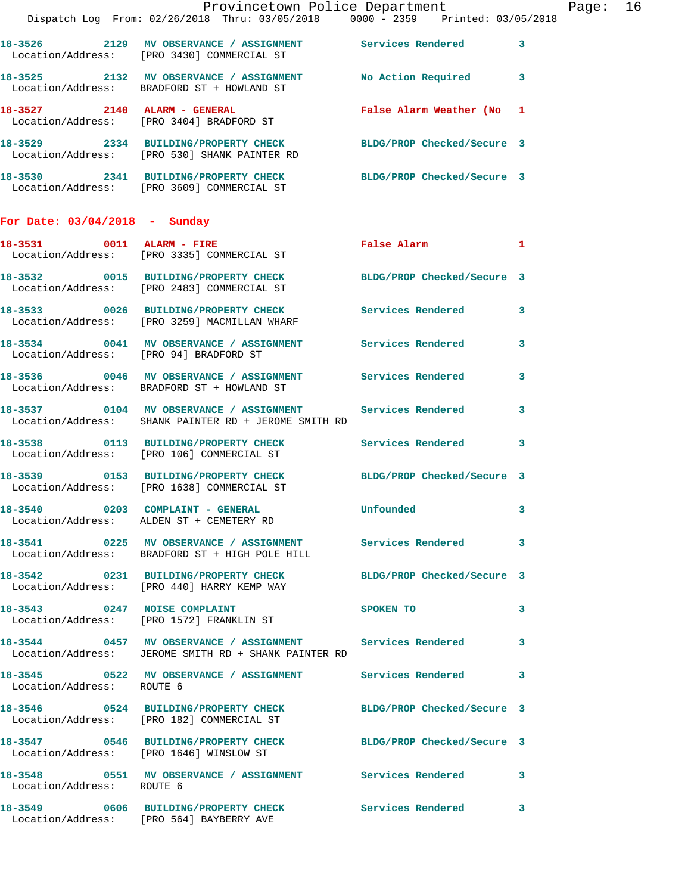18-3526 2129 MV OBSERVANCE / ASSIGNMENT Services Rendered 3
Location/Address: [PRO 3430] COMMERCIAL ST

18-3525 2132 MV OBSERVANCE / ASSIGNMENT No Action Required 3
Location/Address: BRADFORD ST + HOWLAND ST

18-3527 2140 ALARM - GENERAL False Alarm Weather (No 1
Location/Address: [PRO 3404] BRADFORD ST

18-3529 2334 BUILDING/PROPERTY CHECK BLDG/PROP Checked/Secure 3
Location/Address: [PRO 530] SHANK PAINTER RD

18-3530 2341 BUILDING/PROPERTY CHECK BLDG/PROP Checked/Secure 3
Location/Address: [PRO 3609] COMMERCIAL ST

## For Date: 03/04/2018 - Sunday

18-3531 0011 ALARM - FIRE False Alarm 1
Location/Address: [PRO 3335] COMMERCIAL ST

18-3532 0015 BUILDING/PROPERTY CHECK BLDG/PROP Checked/Secure 3
Location/Address: [PRO 2483] COMMERCIAL ST

18-3533 0026 BUILDING/PROPERTY CHECK Services Rendered 3
Location/Address: [PRO 3259] MACMILLAN WHARF

18-3534 0041 MV OBSERVANCE / ASSIGNMENT Services Rendered 3
Location/Address: [PRO 94] BRADFORD ST

18-3536 0046 MV OBSERVANCE / ASSIGNMENT Services Rendered 3
Location/Address: BRADFORD ST + HOWLAND ST

18-3537 0104 MV OBSERVANCE / ASSIGNMENT Services Rendered 3
Location/Address: SHANK PAINTER RD + JEROME SMITH RD

18-3538 0113 BUILDING/PROPERTY CHECK Services Rendered 3
Location/Address: [PRO 106] COMMERCIAL ST

18-3539 0153 BUILDING/PROPERTY CHECK BLDG/PROP Checked/Secure 3
Location/Address: [PRO 1638] COMMERCIAL ST

18-3540 0203 COMPLAINT - GENERAL Unfounded 3
Location/Address: ALDEN ST + CEMETERY RD

18-3541 0225 MV OBSERVANCE / ASSIGNMENT Services Rendered 3
Location/Address: BRADFORD ST + HIGH POLE HILL

18-3542 0231 BUILDING/PROPERTY CHECK BLDG/PROP Checked/Secure 3
Location/Address: [PRO 440] HARRY KEMP WAY

18-3543 0247 NOISE COMPLAINT SPOKEN TO 3
Location/Address: [PRO 1572] FRANKLIN ST

18-3544 0457 MV OBSERVANCE / ASSIGNMENT Services Rendered 3
Location/Address: JEROME SMITH RD + SHANK PAINTER RD

18-3545 0522 MV OBSERVANCE / ASSIGNMENT Services Rendered 3
Location/Address: ROUTE 6

18-3546 0524 BUILDING/PROPERTY CHECK BLDG/PROP Checked/Secure 3
Location/Address: [PRO 182] COMMERCIAL ST

18-3547 0546 BUILDING/PROPERTY CHECK BLDG/PROP Checked/Secure 3
Location/Address: [PRO 1646] WINSLOW ST

18-3548 0551 MV OBSERVANCE / ASSIGNMENT Services Rendered 3
Location/Address: ROUTE 6

18-3549 0606 BUILDING/PROPERTY CHECK Services Rendered 3
Location/Address: [PRO 564] BAYBERRY AVE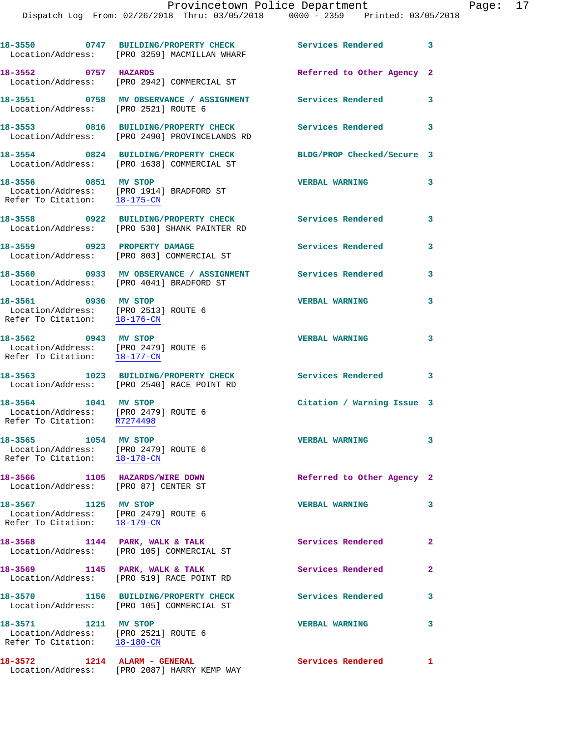18-3550 0747 BUILDING/PROPERTY CHECK Services Rendered 3
Location/Address: [PRO 3259] MACMILLAN WHARF

18-3552 0757 HAZARDS Referred to Other Agency 2
Location/Address: [PRO 2942] COMMERCIAL ST

18-3551 0758 MV OBSERVANCE / ASSIGNMENT Services Rendered 3
Location/Address: [PRO 2521] ROUTE 6

18-3553 0816 BUILDING/PROPERTY CHECK Services Rendered 3
Location/Address: [PRO 2490] PROVINCELANDS RD

18-3554 0824 BUILDING/PROPERTY CHECK BLDG/PROP Checked/Secure 3
Location/Address: [PRO 1638] COMMERCIAL ST

18-3556 0851 MV STOP VERBAL WARNING 3
Location/Address: [PRO 1914] BRADFORD ST
Refer To Citation: 18-175-CN

18-3558 0922 BUILDING/PROPERTY CHECK Services Rendered 3
Location/Address: [PRO 530] SHANK PAINTER RD

18-3559 0923 PROPERTY DAMAGE Services Rendered 3
Location/Address: [PRO 803] COMMERCIAL ST

18-3560 0933 MV OBSERVANCE / ASSIGNMENT Services Rendered 3
Location/Address: [PRO 4041] BRADFORD ST

18-3561 0936 MV STOP VERBAL WARNING 3
Location/Address: [PRO 2513] ROUTE 6
Refer To Citation: 18-176-CN

18-3562 0943 MV STOP VERBAL WARNING 3
Location/Address: [PRO 2479] ROUTE 6
Refer To Citation: 18-177-CN

18-3563 1023 BUILDING/PROPERTY CHECK Services Rendered 3
Location/Address: [PRO 2540] RACE POINT RD

18-3564 1041 MV STOP Citation / Warning Issue 3
Location/Address: [PRO 2479] ROUTE 6
Refer To Citation: R7274498

18-3565 1054 MV STOP VERBAL WARNING 3
Location/Address: [PRO 2479] ROUTE 6
Refer To Citation: 18-178-CN

18-3566 1105 HAZARDS/WIRE DOWN Referred to Other Agency 2
Location/Address: [PRO 87] CENTER ST

18-3567 1125 MV STOP VERBAL WARNING 3
Location/Address: [PRO 2479] ROUTE 6
Refer To Citation: 18-179-CN

18-3568 1144 PARK, WALK & TALK Services Rendered 2
Location/Address: [PRO 105] COMMERCIAL ST

18-3569 1145 PARK, WALK & TALK Services Rendered 2
Location/Address: [PRO 519] RACE POINT RD

18-3570 1156 BUILDING/PROPERTY CHECK Services Rendered 3
Location/Address: [PRO 105] COMMERCIAL ST

18-3571 1211 MV STOP VERBAL WARNING 3
Location/Address: [PRO 2521] ROUTE 6
Refer To Citation: 18-180-CN

18-3572 1214 ALARM - GENERAL Services Rendered 1
Location/Address: [PRO 2087] HARRY KEMP WAY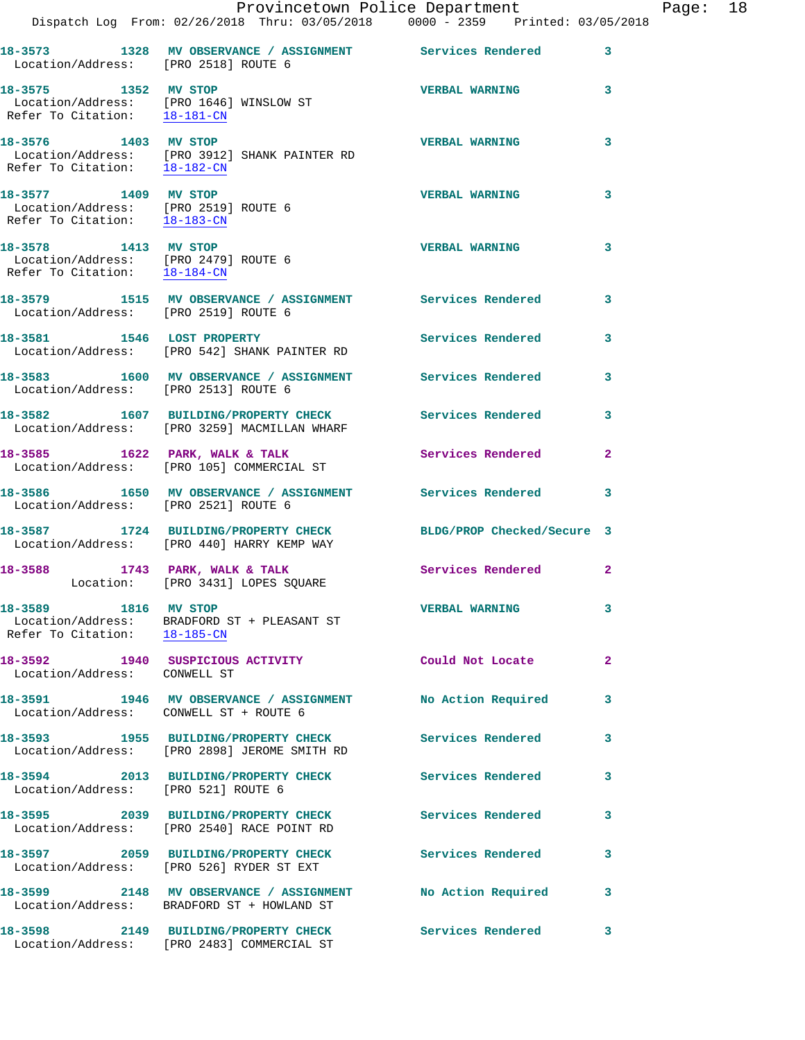18-3573 1328 MV OBSERVANCE / ASSIGNMENT Services Rendered 3
Location/Address: [PRO 2518] ROUTE 6

18-3575 1352 MV STOP VERBAL WARNING 3
Location/Address: [PRO 1646] WINSLOW ST
Refer To Citation: 18-181-CN

18-3576 1403 MV STOP VERBAL WARNING 3
Location/Address: [PRO 3912] SHANK PAINTER RD
Refer To Citation: 18-182-CN

18-3577 1409 MV STOP VERBAL WARNING 3
Location/Address: [PRO 2519] ROUTE 6
Refer To Citation: 18-183-CN

18-3578 1413 MV STOP VERBAL WARNING 3
Location/Address: [PRO 2479] ROUTE 6
Refer To Citation: 18-184-CN

18-3579 1515 MV OBSERVANCE / ASSIGNMENT Services Rendered 3
Location/Address: [PRO 2519] ROUTE 6

18-3581 1546 LOST PROPERTY Services Rendered 3
Location/Address: [PRO 542] SHANK PAINTER RD

18-3583 1600 MV OBSERVANCE / ASSIGNMENT Services Rendered 3
Location/Address: [PRO 2513] ROUTE 6

18-3582 1607 BUILDING/PROPERTY CHECK Services Rendered 3
Location/Address: [PRO 3259] MACMILLAN WHARF

18-3585 1622 PARK, WALK & TALK Services Rendered 2
Location/Address: [PRO 105] COMMERCIAL ST

18-3586 1650 MV OBSERVANCE / ASSIGNMENT Services Rendered 3
Location/Address: [PRO 2521] ROUTE 6

18-3587 1724 BUILDING/PROPERTY CHECK BLDG/PROP Checked/Secure 3
Location/Address: [PRO 440] HARRY KEMP WAY

18-3588 1743 PARK, WALK & TALK Services Rendered 2
Location: [PRO 3431] LOPES SQUARE

18-3589 1816 MV STOP VERBAL WARNING 3
Location/Address: BRADFORD ST + PLEASANT ST
Refer To Citation: 18-185-CN

18-3592 1940 SUSPICIOUS ACTIVITY Could Not Locate 2
Location/Address: CONWELL ST

18-3591 1946 MV OBSERVANCE / ASSIGNMENT No Action Required 3
Location/Address: CONWELL ST + ROUTE 6

18-3593 1955 BUILDING/PROPERTY CHECK Services Rendered 3
Location/Address: [PRO 2898] JEROME SMITH RD

18-3594 2013 BUILDING/PROPERTY CHECK Services Rendered 3
Location/Address: [PRO 521] ROUTE 6

18-3595 2039 BUILDING/PROPERTY CHECK Services Rendered 3
Location/Address: [PRO 2540] RACE POINT RD

18-3597 2059 BUILDING/PROPERTY CHECK Services Rendered 3
Location/Address: [PRO 526] RYDER ST EXT

18-3599 2148 MV OBSERVANCE / ASSIGNMENT No Action Required 3
Location/Address: BRADFORD ST + HOWLAND ST

18-3598 2149 BUILDING/PROPERTY CHECK Services Rendered 3
Location/Address: [PRO 2483] COMMERCIAL ST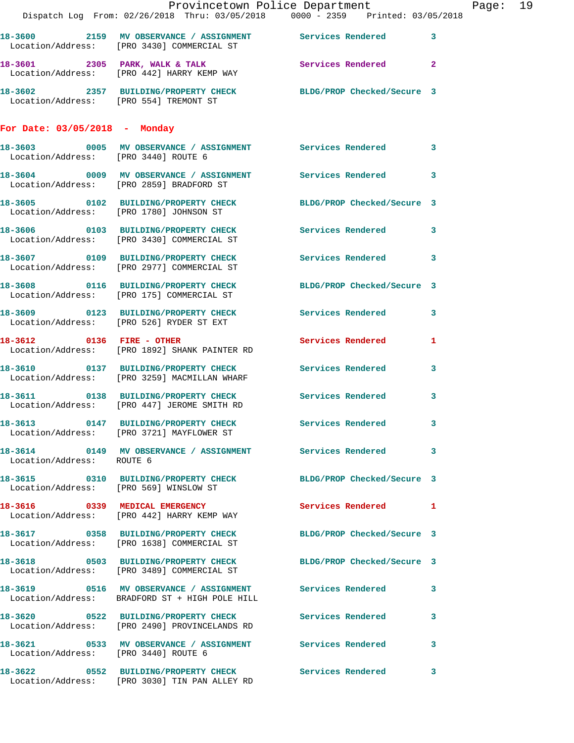18-3600 2159 MV OBSERVANCE / ASSIGNMENT Services Rendered 3
Location/Address: [PRO 3430] COMMERCIAL ST

18-3601 2305 PARK, WALK & TALK Services Rendered 2
Location/Address: [PRO 442] HARRY KEMP WAY

18-3602 2357 BUILDING/PROPERTY CHECK BLDG/PROP Checked/Secure 3
Location/Address: [PRO 554] TREMONT ST

## For Date: 03/05/2018 - Monday

18-3603 0005 MV OBSERVANCE / ASSIGNMENT Services Rendered 3
Location/Address: [PRO 3440] ROUTE 6

18-3604 0009 MV OBSERVANCE / ASSIGNMENT Services Rendered 3
Location/Address: [PRO 2859] BRADFORD ST

18-3605 0102 BUILDING/PROPERTY CHECK BLDG/PROP Checked/Secure 3
Location/Address: [PRO 1780] JOHNSON ST

18-3606 0103 BUILDING/PROPERTY CHECK Services Rendered 3
Location/Address: [PRO 3430] COMMERCIAL ST

18-3607 0109 BUILDING/PROPERTY CHECK Services Rendered 3
Location/Address: [PRO 2977] COMMERCIAL ST

18-3608 0116 BUILDING/PROPERTY CHECK BLDG/PROP Checked/Secure 3
Location/Address: [PRO 175] COMMERCIAL ST

18-3609 0123 BUILDING/PROPERTY CHECK Services Rendered 3
Location/Address: [PRO 526] RYDER ST EXT

18-3612 0136 FIRE - OTHER Services Rendered 1
Location/Address: [PRO 1892] SHANK PAINTER RD

18-3610 0137 BUILDING/PROPERTY CHECK Services Rendered 3
Location/Address: [PRO 3259] MACMILLAN WHARF

18-3611 0138 BUILDING/PROPERTY CHECK Services Rendered 3
Location/Address: [PRO 447] JEROME SMITH RD

18-3613 0147 BUILDING/PROPERTY CHECK Services Rendered 3
Location/Address: [PRO 3721] MAYFLOWER ST

18-3614 0149 MV OBSERVANCE / ASSIGNMENT Services Rendered 3
Location/Address: ROUTE 6

18-3615 0310 BUILDING/PROPERTY CHECK BLDG/PROP Checked/Secure 3
Location/Address: [PRO 569] WINSLOW ST

18-3616 0339 MEDICAL EMERGENCY Services Rendered 1
Location/Address: [PRO 442] HARRY KEMP WAY

18-3617 0358 BUILDING/PROPERTY CHECK BLDG/PROP Checked/Secure 3
Location/Address: [PRO 1638] COMMERCIAL ST

18-3618 0503 BUILDING/PROPERTY CHECK BLDG/PROP Checked/Secure 3
Location/Address: [PRO 3489] COMMERCIAL ST

18-3619 0516 MV OBSERVANCE / ASSIGNMENT Services Rendered 3
Location/Address: BRADFORD ST + HIGH POLE HILL

18-3620 0522 BUILDING/PROPERTY CHECK Services Rendered 3
Location/Address: [PRO 2490] PROVINCELANDS RD

18-3621 0533 MV OBSERVANCE / ASSIGNMENT Services Rendered 3
Location/Address: [PRO 3440] ROUTE 6

18-3622 0552 BUILDING/PROPERTY CHECK Services Rendered 3
Location/Address: [PRO 3030] TIN PAN ALLEY RD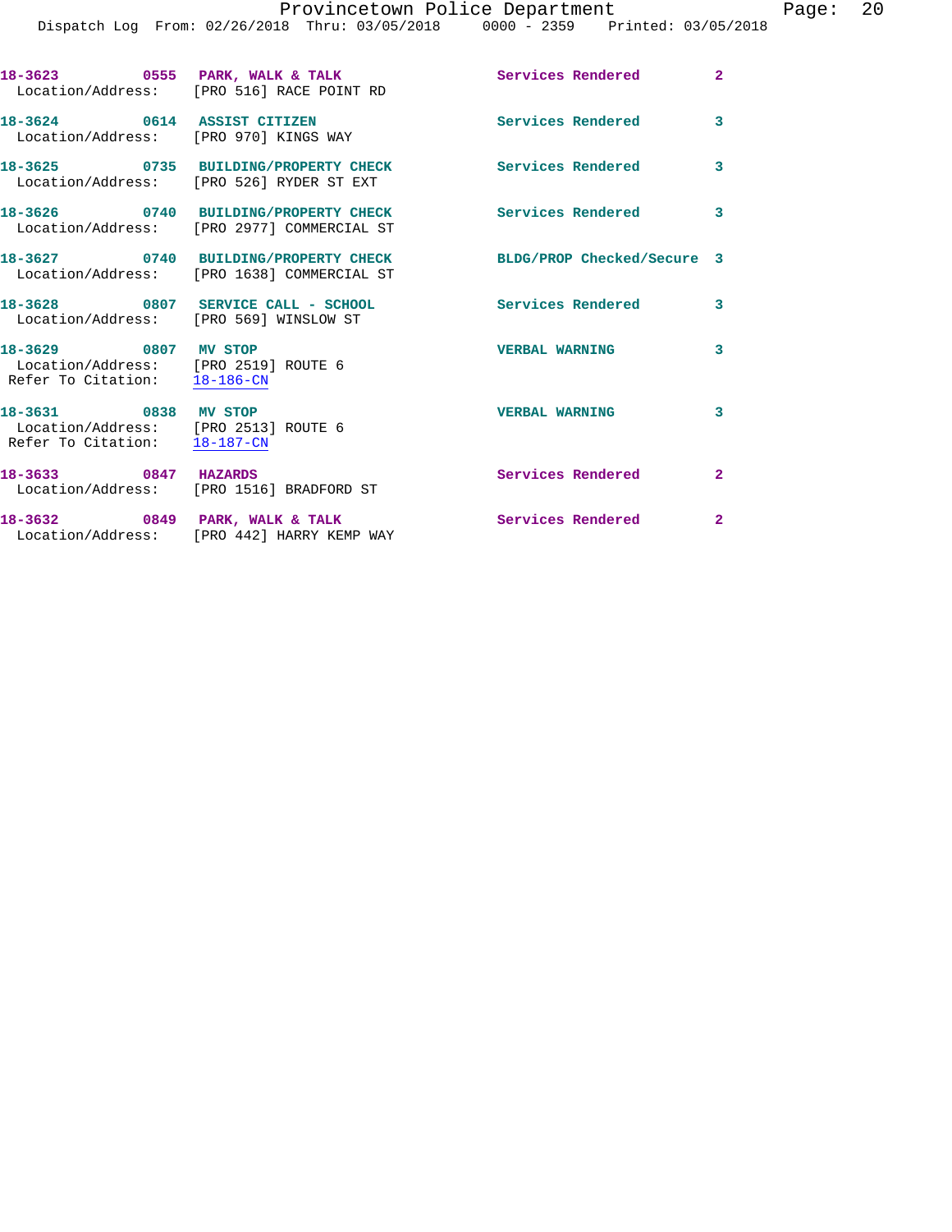**18-3623 0555 PARK, WALK & TALK** Services Rendered 2
Location/Address: [PRO 516] RACE POINT RD

**18-3624 0614 ASSIST CITIZEN** Services Rendered 3
Location/Address: [PRO 970] KINGS WAY

**18-3625 0735 BUILDING/PROPERTY CHECK** Services Rendered 3
Location/Address: [PRO 526] RYDER ST EXT

**18-3626 0740 BUILDING/PROPERTY CHECK** Services Rendered 3
Location/Address: [PRO 2977] COMMERCIAL ST

**18-3627 0740 BUILDING/PROPERTY CHECK** BLDG/PROP Checked/Secure 3
Location/Address: [PRO 1638] COMMERCIAL ST

**18-3628 0807 SERVICE CALL - SCHOOL** Services Rendered 3
Location/Address: [PRO 569] WINSLOW ST

**18-3629 0807 MV STOP** VERBAL WARNING 3
Location/Address: [PRO 2519] ROUTE 6
Refer To Citation: 18-186-CN

**18-3631 0838 MV STOP** VERBAL WARNING 3
Location/Address: [PRO 2513] ROUTE 6
Refer To Citation: 18-187-CN

**18-3633 0847 HAZARDS** Services Rendered 2
Location/Address: [PRO 1516] BRADFORD ST

**18-3632 0849 PARK, WALK & TALK** Services Rendered 2
Location/Address: [PRO 442] HARRY KEMP WAY